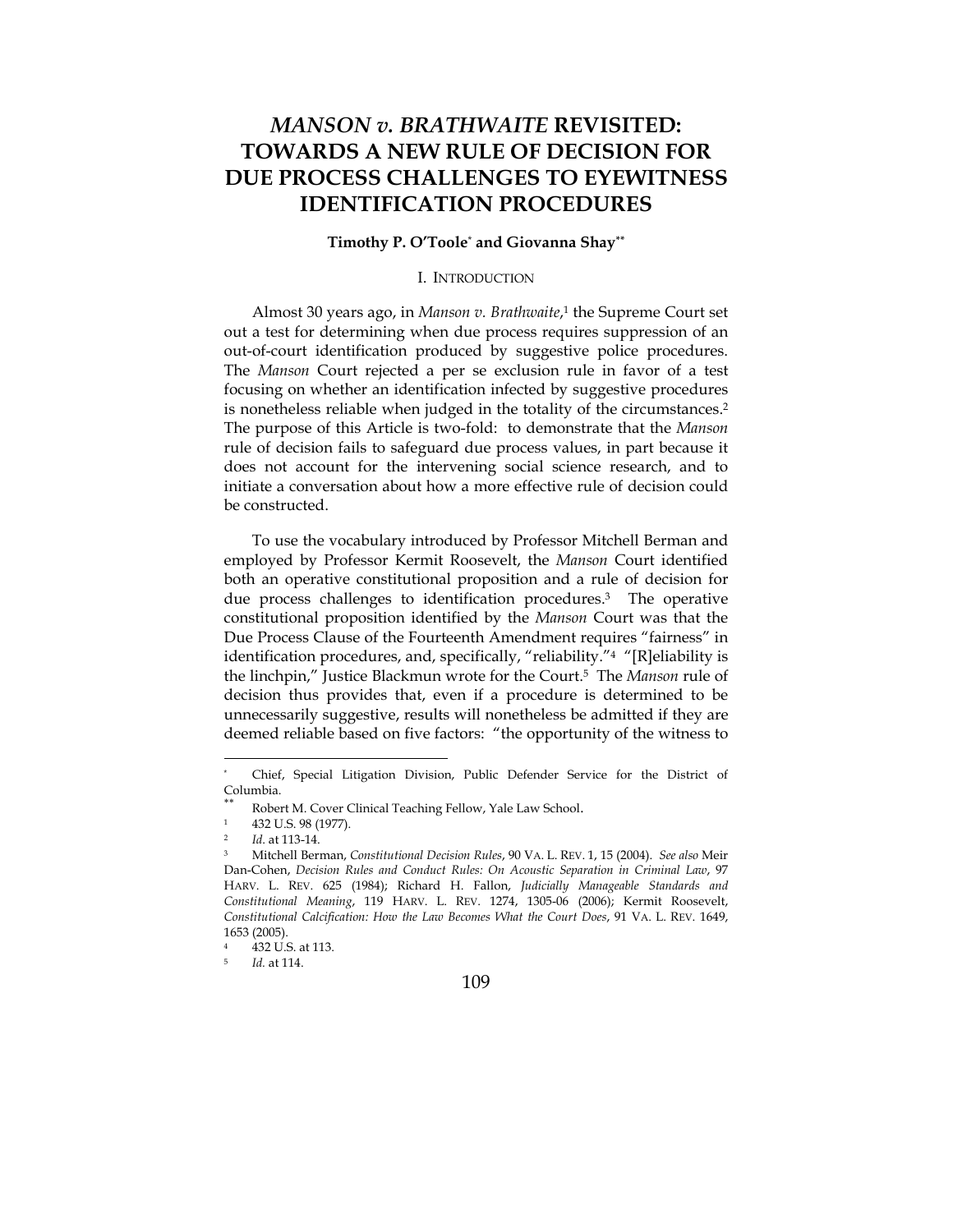# *MANSON v. BRATHWAITE* REVISITED: TOWARDS A NEW RULE OF DECISION FOR DUE PROCESS CHALLENGES TO EYEWITNESS IDENTIFICATION PROCEDURES

**Timothy P. O'Toole[*] and Giovanna Shay[**]**

## I. INTRODUCTION

Almost 30 years ago, in *Manson v. Brathwaite*,[1] the Supreme Court set out a test for determining when due process requires suppression of an out-of-court identification produced by suggestive police procedures. The *Manson* Court rejected a per se exclusion rule in favor of a test focusing on whether an identification infected by suggestive procedures is nonetheless reliable when judged in the totality of the circumstances.[2] The purpose of this Article is two-fold: to demonstrate that the *Manson* rule of decision fails to safeguard due process values, in part because it does not account for the intervening social science research, and to initiate a conversation about how a more effective rule of decision could be constructed.

To use the vocabulary introduced by Professor Mitchell Berman and employed by Professor Kermit Roosevelt, the *Manson* Court identified both an operative constitutional proposition and a rule of decision for due process challenges to identification procedures.[3] The operative constitutional proposition identified by the *Manson* Court was that the Due Process Clause of the Fourteenth Amendment requires "fairness" in identification procedures, and, specifically, "reliability."[4] "[R]eliability is the linchpin," Justice Blackmun wrote for the Court.[5] The *Manson* rule of decision thus provides that, even if a procedure is determined to be unnecessarily suggestive, results will nonetheless be admitted if they are deemed reliable based on five factors: "the opportunity of the witness to

---

[*] Chief, Special Litigation Division, Public Defender Service for the District of Columbia.

[**] Robert M. Cover Clinical Teaching Fellow, Yale Law School.

[1] 432 U.S. 98 (1977).

[2] *Id.* at 113-14.

[3] Mitchell Berman, *Constitutional Decision Rules*, 90 VA. L. REV. 1, 15 (2004). *See also* Meir Dan-Cohen, *Decision Rules and Conduct Rules: On Acoustic Separation in Criminal Law*, 97 HARV. L. REV. 625 (1984); Richard H. Fallon, *Judicially Manageable Standards and Constitutional Meaning*, 119 HARV. L. REV. 1274, 1305-06 (2006); Kermit Roosevelt, *Constitutional Calcification: How the Law Becomes What the Court Does*, 91 VA. L. REV. 1649, 1653 (2005).

[4] 432 U.S. at 113.

[5] *Id.* at 114.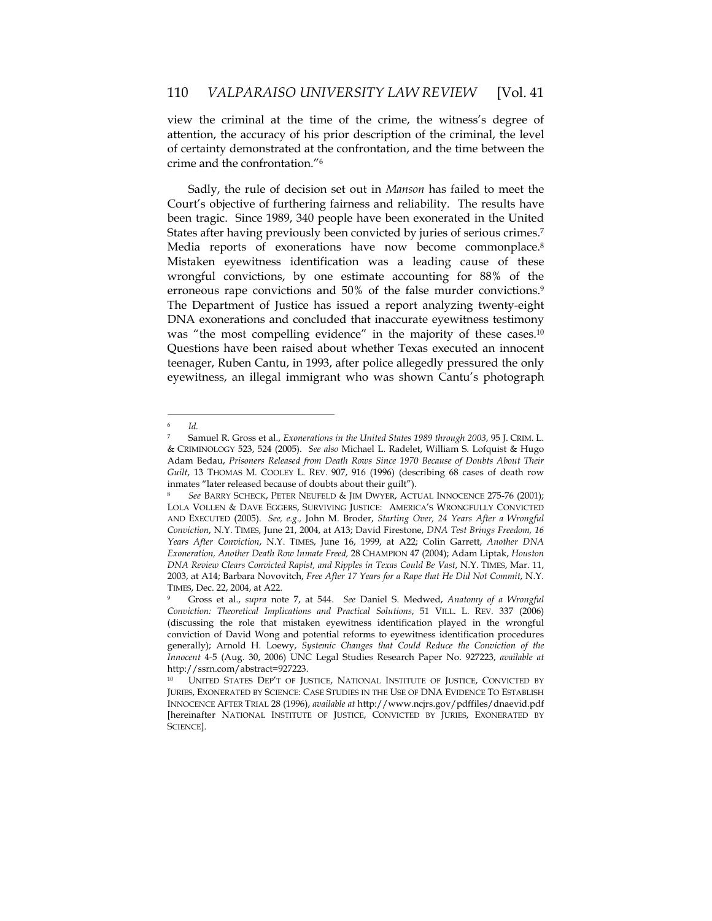view the criminal at the time of the crime, the witness's degree of attention, the accuracy of his prior description of the criminal, the level of certainty demonstrated at the confrontation, and the time between the crime and the confrontation."[6]

Sadly, the rule of decision set out in *Manson* has failed to meet the Court's objective of furthering fairness and reliability. The results have been tragic. Since 1989, 340 people have been exonerated in the United States after having previously been convicted by juries of serious crimes.[7] Media reports of exonerations have now become commonplace.[8] Mistaken eyewitness identification was a leading cause of these wrongful convictions, by one estimate accounting for 88% of the erroneous rape convictions and 50% of the false murder convictions.[9] The Department of Justice has issued a report analyzing twenty-eight DNA exonerations and concluded that inaccurate eyewitness testimony was "the most compelling evidence" in the majority of these cases.[10] Questions have been raised about whether Texas executed an innocent teenager, Ruben Cantu, in 1993, after police allegedly pressured the only eyewitness, an illegal immigrant who was shown Cantu's photograph

---

[6] *Id.*

[7] Samuel R. Gross et al., *Exonerations in the United States 1989 through 2003*, 95 J. CRIM. L. & CRIMINOLOGY 523, 524 (2005). *See also* Michael L. Radelet, William S. Lofquist & Hugo Adam Bedau, *Prisoners Released from Death Rows Since 1970 Because of Doubts About Their Guilt*, 13 THOMAS M. COOLEY L. REV. 907, 916 (1996) (describing 68 cases of death row inmates "later released because of doubts about their guilt").

[8] *See* BARRY SCHECK, PETER NEUFELD & JIM DWYER, ACTUAL INNOCENCE 275-76 (2001); LOLA VOLLEN & DAVE EGGERS, SURVIVING JUSTICE: AMERICA'S WRONGFULLY CONVICTED AND EXECUTED (2005). *See, e.g.,* John M. Broder, *Starting Over, 24 Years After a Wrongful Conviction*, N.Y. TIMES, June 21, 2004, at A13; David Firestone, *DNA Test Brings Freedom, 16 Years After Conviction*, N.Y. TIMES, June 16, 1999, at A22; Colin Garrett, *Another DNA Exoneration, Another Death Row Inmate Freed,* 28 CHAMPION 47 (2004); Adam Liptak, *Houston DNA Review Clears Convicted Rapist, and Ripples in Texas Could Be Vast*, N.Y. TIMES, Mar. 11, 2003, at A14; Barbara Novovitch, *Free After 17 Years for a Rape that He Did Not Commit*, N.Y. TIMES, Dec. 22, 2004, at A22.

[9] Gross et al., *supra* note 7, at 544. *See* Daniel S. Medwed, *Anatomy of a Wrongful Conviction: Theoretical Implications and Practical Solutions*, 51 VILL. L. REV. 337 (2006) (discussing the role that mistaken eyewitness identification played in the wrongful conviction of David Wong and potential reforms to eyewitness identification procedures generally); Arnold H. Loewy, *Systemic Changes that Could Reduce the Conviction of the Innocent* 4-5 (Aug. 30, 2006) UNC Legal Studies Research Paper No. 927223, *available at* http://ssrn.com/abstract=927223.

[10] UNITED STATES DEP'T OF JUSTICE, NATIONAL INSTITUTE OF JUSTICE, CONVICTED BY JURIES, EXONERATED BY SCIENCE: CASE STUDIES IN THE USE OF DNA EVIDENCE TO ESTABLISH INNOCENCE AFTER TRIAL 28 (1996), *available at* http://www.ncjrs.gov/pdffiles/dnaevid.pdf [hereinafter NATIONAL INSTITUTE OF JUSTICE, CONVICTED BY JURIES, EXONERATED BY SCIENCE].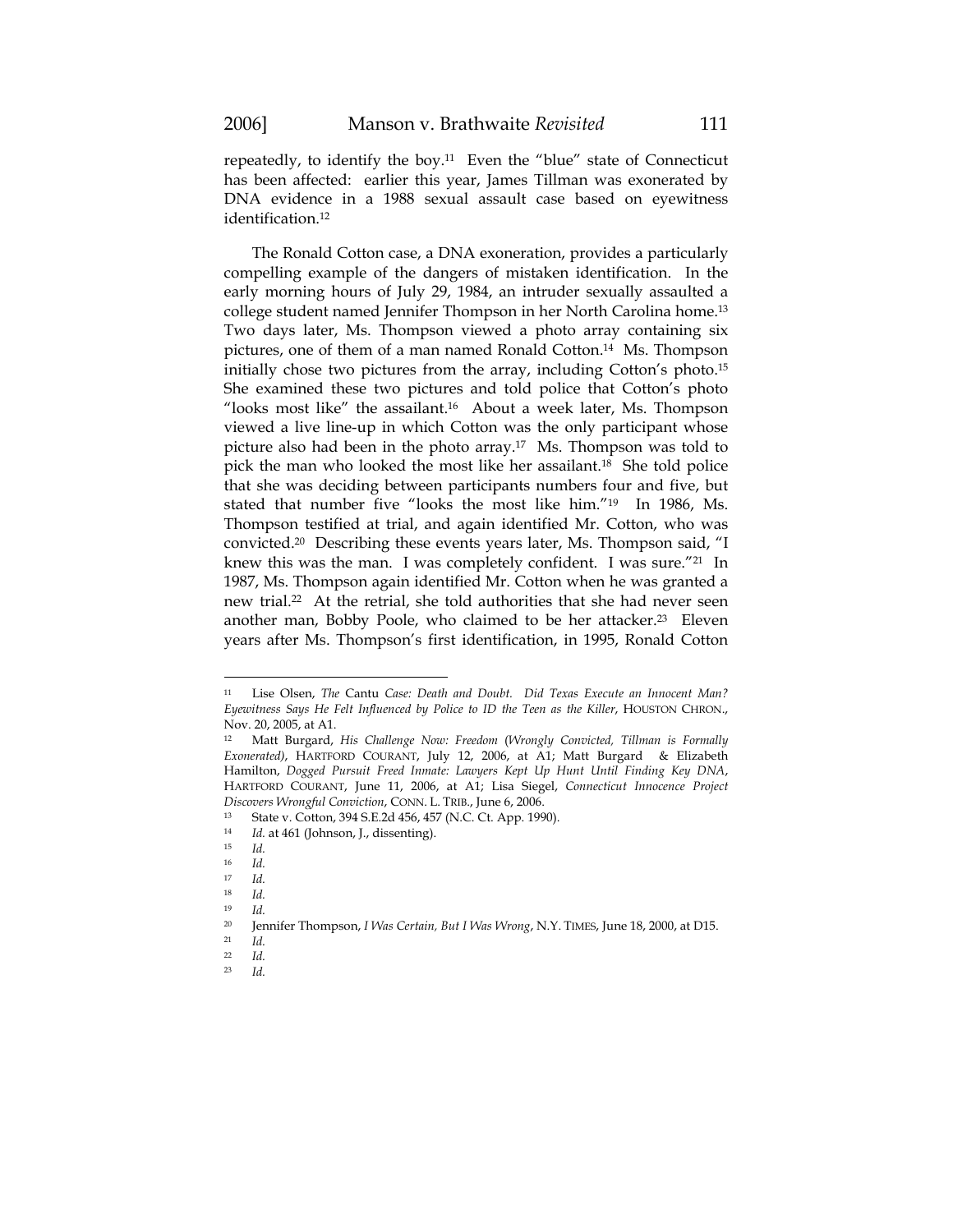repeatedly, to identify the boy.[11] Even the "blue" state of Connecticut has been affected: earlier this year, James Tillman was exonerated by DNA evidence in a 1988 sexual assault case based on eyewitness identification.[12]

The Ronald Cotton case, a DNA exoneration, provides a particularly compelling example of the dangers of mistaken identification. In the early morning hours of July 29, 1984, an intruder sexually assaulted a college student named Jennifer Thompson in her North Carolina home.[13] Two days later, Ms. Thompson viewed a photo array containing six pictures, one of them of a man named Ronald Cotton.[14] Ms. Thompson initially chose two pictures from the array, including Cotton's photo.[15] She examined these two pictures and told police that Cotton's photo "looks most like" the assailant.[16] About a week later, Ms. Thompson viewed a live line-up in which Cotton was the only participant whose picture also had been in the photo array.[17] Ms. Thompson was told to pick the man who looked the most like her assailant.[18] She told police that she was deciding between participants numbers four and five, but stated that number five "looks the most like him."[19] In 1986, Ms. Thompson testified at trial, and again identified Mr. Cotton, who was convicted.[20] Describing these events years later, Ms. Thompson said, "I knew this was the man. I was completely confident. I was sure."[21] In 1987, Ms. Thompson again identified Mr. Cotton when he was granted a new trial.[22] At the retrial, she told authorities that she had never seen another man, Bobby Poole, who claimed to be her attacker.[23] Eleven years after Ms. Thompson's first identification, in 1995, Ronald Cotton

---

[11] Lise Olsen, *The* Cantu *Case: Death and Doubt. Did Texas Execute an Innocent Man? Eyewitness Says He Felt Influenced by Police to ID the Teen as the Killer*, HOUSTON CHRON., Nov. 20, 2005, at A1.

[12] Matt Burgard, *His Challenge Now: Freedom (Wrongly Convicted, Tillman is Formally Exonerated)*, HARTFORD COURANT, July 12, 2006, at A1; Matt Burgard & Elizabeth Hamilton, *Dogged Pursuit Freed Inmate: Lawyers Kept Up Hunt Until Finding Key DNA*, HARTFORD COURANT, June 11, 2006, at A1; Lisa Siegel, *Connecticut Innocence Project Discovers Wrongful Conviction*, CONN. L. TRIB., June 6, 2006.

[13] State v. Cotton, 394 S.E.2d 456, 457 (N.C. Ct. App. 1990).

[14] *Id.* at 461 (Johnson, J., dissenting).

[15] *Id.*

[16] *Id.*

[17] *Id.*

[18] *Id.*

[19] *Id.*

[20] Jennifer Thompson, *I Was Certain, But I Was Wrong*, N.Y. TIMES, June 18, 2000, at D15.

[21] *Id.*

[22] *Id.*

[23] *Id.*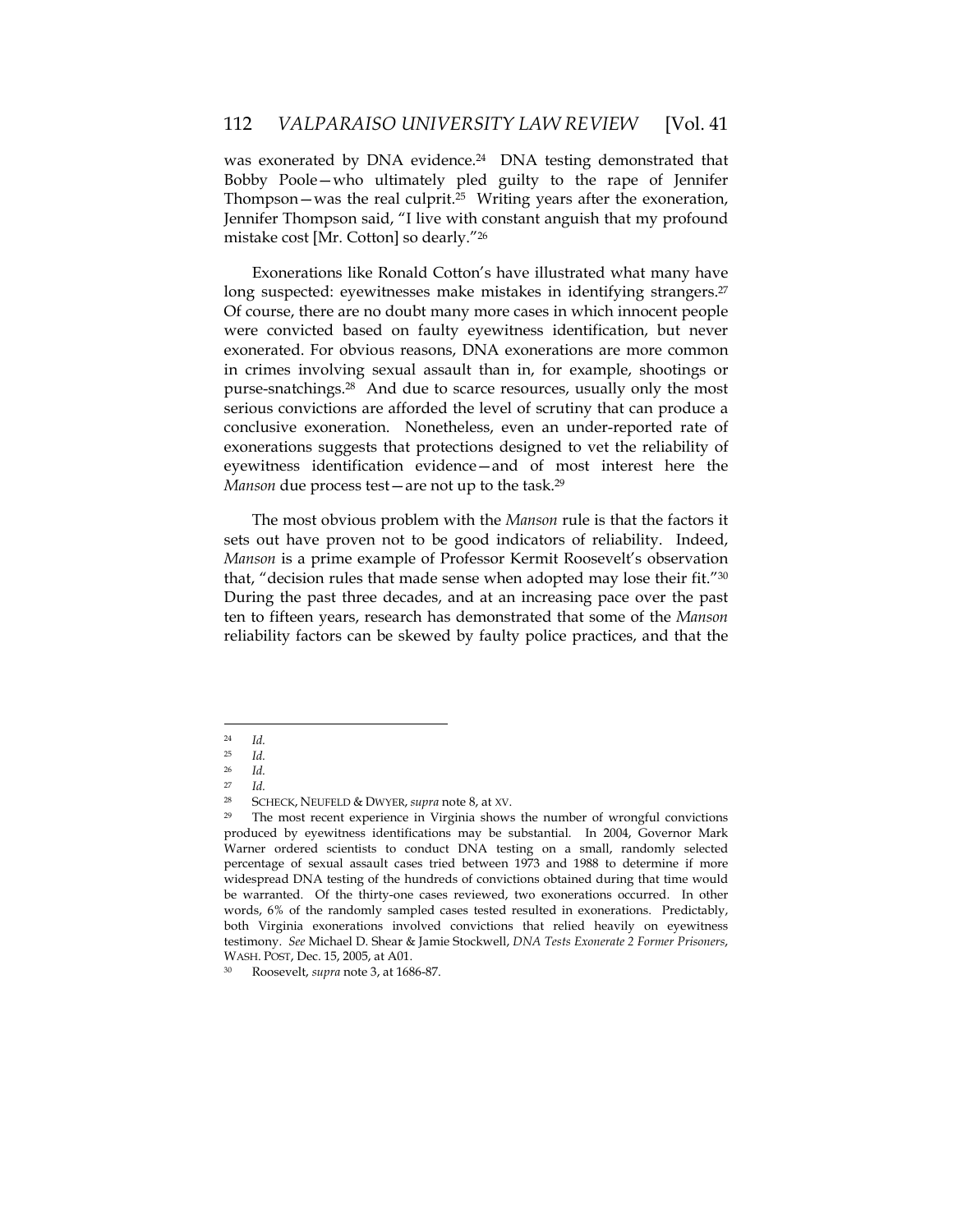was exonerated by DNA evidence.[24] DNA testing demonstrated that Bobby Poole—who ultimately pled guilty to the rape of Jennifer Thompson—was the real culprit.[25] Writing years after the exoneration, Jennifer Thompson said, "I live with constant anguish that my profound mistake cost [Mr. Cotton] so dearly."[26]

Exonerations like Ronald Cotton's have illustrated what many have long suspected: eyewitnesses make mistakes in identifying strangers.[27] Of course, there are no doubt many more cases in which innocent people were convicted based on faulty eyewitness identification, but never exonerated. For obvious reasons, DNA exonerations are more common in crimes involving sexual assault than in, for example, shootings or purse-snatchings.[28] And due to scarce resources, usually only the most serious convictions are afforded the level of scrutiny that can produce a conclusive exoneration. Nonetheless, even an under-reported rate of exonerations suggests that protections designed to vet the reliability of eyewitness identification evidence—and of most interest here the *Manson* due process test—are not up to the task.[29]

The most obvious problem with the *Manson* rule is that the factors it sets out have proven not to be good indicators of reliability. Indeed, *Manson* is a prime example of Professor Kermit Roosevelt's observation that, "decision rules that made sense when adopted may lose their fit."[30] During the past three decades, and at an increasing pace over the past ten to fifteen years, research has demonstrated that some of the *Manson* reliability factors can be skewed by faulty police practices, and that the

---

[24] *Id.*

[25] *Id.*

[26] *Id.*

[27] *Id.*

[28] SCHECK, NEUFELD & DWYER, *supra* note 8, at XV.

[29] The most recent experience in Virginia shows the number of wrongful convictions produced by eyewitness identifications may be substantial. In 2004, Governor Mark Warner ordered scientists to conduct DNA testing on a small, randomly selected percentage of sexual assault cases tried between 1973 and 1988 to determine if more widespread DNA testing of the hundreds of convictions obtained during that time would be warranted. Of the thirty-one cases reviewed, two exonerations occurred. In other words, 6% of the randomly sampled cases tested resulted in exonerations. Predictably, both Virginia exonerations involved convictions that relied heavily on eyewitness testimony. *See* Michael D. Shear & Jamie Stockwell, *DNA Tests Exonerate 2 Former Prisoners*, WASH. POST, Dec. 15, 2005, at A01.

[30] Roosevelt, *supra* note 3, at 1686-87.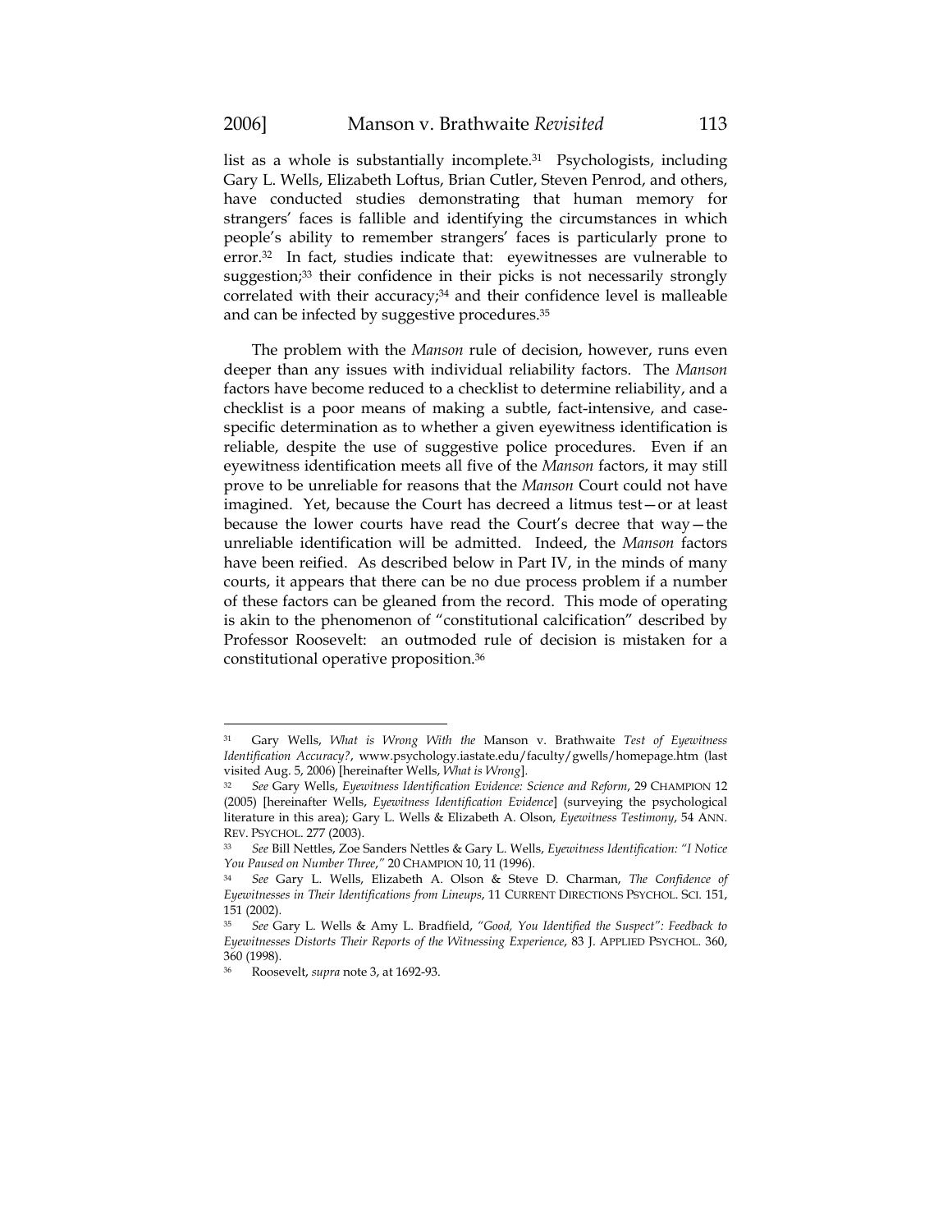list as a whole is substantially incomplete.[31] Psychologists, including Gary L. Wells, Elizabeth Loftus, Brian Cutler, Steven Penrod, and others, have conducted studies demonstrating that human memory for strangers' faces is fallible and identifying the circumstances in which people's ability to remember strangers' faces is particularly prone to error.[32] In fact, studies indicate that: eyewitnesses are vulnerable to suggestion;[33] their confidence in their picks is not necessarily strongly correlated with their accuracy;[34] and their confidence level is malleable and can be infected by suggestive procedures.[35]

The problem with the *Manson* rule of decision, however, runs even deeper than any issues with individual reliability factors. The *Manson* factors have become reduced to a checklist to determine reliability, and a checklist is a poor means of making a subtle, fact-intensive, and case-specific determination as to whether a given eyewitness identification is reliable, despite the use of suggestive police procedures. Even if an eyewitness identification meets all five of the *Manson* factors, it may still prove to be unreliable for reasons that the *Manson* Court could not have imagined. Yet, because the Court has decreed a litmus test—or at least because the lower courts have read the Court's decree that way—the unreliable identification will be admitted. Indeed, the *Manson* factors have been reified. As described below in Part IV, in the minds of many courts, it appears that there can be no due process problem if a number of these factors can be gleaned from the record. This mode of operating is akin to the phenomenon of "constitutional calcification" described by Professor Roosevelt: an outmoded rule of decision is mistaken for a constitutional operative proposition.[36]

---

[31] Gary Wells, *What is Wrong With the* Manson v. Brathwaite *Test of Eyewitness Identification Accuracy?*, www.psychology.iastate.edu/faculty/gwells/homepage.htm (last visited Aug. 5, 2006) [hereinafter Wells, *What is Wrong*].

[32] *See* Gary Wells, *Eyewitness Identification Evidence: Science and Reform*, 29 CHAMPION 12 (2005) [hereinafter Wells, *Eyewitness Identification Evidence*] (surveying the psychological literature in this area); Gary L. Wells & Elizabeth A. Olson, *Eyewitness Testimony*, 54 ANN. REV. PSYCHOL. 277 (2003).

[33] *See* Bill Nettles, Zoe Sanders Nettles & Gary L. Wells, *Eyewitness Identification: "I Notice You Paused on Number Three*,*"* 20 CHAMPION 10, 11 (1996).

[34] *See* Gary L. Wells, Elizabeth A. Olson & Steve D. Charman, *The Confidence of Eyewitnesses in Their Identifications from Lineups*, 11 CURRENT DIRECTIONS PSYCHOL. SCI. 151, 151 (2002).

[35] *See* Gary L. Wells & Amy L. Bradfield, *"Good, You Identified the Suspect": Feedback to Eyewitnesses Distorts Their Reports of the Witnessing Experience*, 83 J. APPLIED PSYCHOL. 360, 360 (1998).

[36] Roosevelt, *supra* note 3, at 1692-93.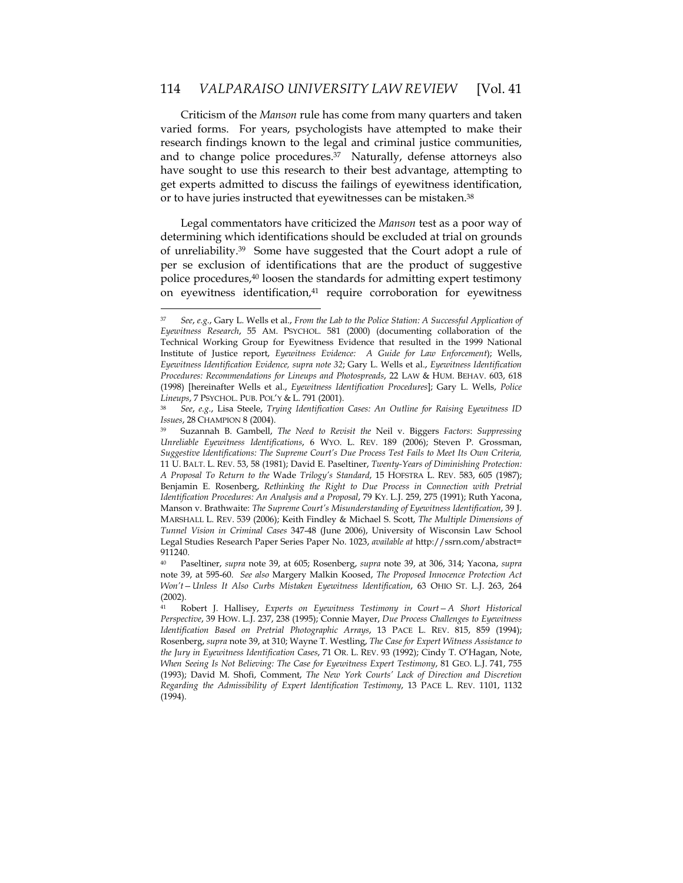Criticism of the *Manson* rule has come from many quarters and taken varied forms. For years, psychologists have attempted to make their research findings known to the legal and criminal justice communities, and to change police procedures.[37] Naturally, defense attorneys also have sought to use this research to their best advantage, attempting to get experts admitted to discuss the failings of eyewitness identification, or to have juries instructed that eyewitnesses can be mistaken.[38]

Legal commentators have criticized the *Manson* test as a poor way of determining which identifications should be excluded at trial on grounds of unreliability.[39] Some have suggested that the Court adopt a rule of per se exclusion of identifications that are the product of suggestive police procedures,[40] loosen the standards for admitting expert testimony on eyewitness identification,[41] require corroboration for eyewitness

---

[37] *See, e.g.*, Gary L. Wells et al., *From the Lab to the Police Station: A Successful Application of Eyewitness Research*, 55 AM. PSYCHOL. 581 (2000) (documenting collaboration of the Technical Working Group for Eyewitness Evidence that resulted in the 1999 National Institute of Justice report, *Eyewitness Evidence: A Guide for Law Enforcement*); Wells, *Eyewitness Identification Evidence, supra note 32*; Gary L. Wells et al., *Eyewitness Identification Procedures: Recommendations for Lineups and Photospreads*, 22 LAW & HUM. BEHAV. 603, 618 (1998) [hereinafter Wells et al., *Eyewitness Identification Procedures*]; Gary L. Wells, *Police Lineups*, 7 PSYCHOL. PUB. POL'Y & L. 791 (2001).

[38] *See, e.g.*, Lisa Steele, *Trying Identification Cases: An Outline for Raising Eyewitness ID Issues*, 28 CHAMPION 8 (2004).

[39] Suzannah B. Gambell, *The Need to Revisit the* Neil v. Biggers *Factors*: *Suppressing Unreliable Eyewitness Identifications*, 6 WYO. L. REV. 189 (2006); Steven P. Grossman, *Suggestive Identifications: The Supreme Court's Due Process Test Fails to Meet Its Own Criteria,* 11 U. BALT. L. REV. 53, 58 (1981); David E. Paseltiner, *Twenty-Years of Diminishing Protection: A Proposal To Return to the* Wade *Trilogy's Standard*, 15 HOFSTRA L. REV. 583, 605 (1987); Benjamin E. Rosenberg, *Rethinking the Right to Due Process in Connection with Pretrial Identification Procedures: An Analysis and a Proposal*, 79 KY. L.J. 259, 275 (1991); Ruth Yacona, Manson v. Brathwaite: *The Supreme Court's Misunderstanding of Eyewitness Identification*, 39 J. MARSHALL L. REV. 539 (2006); Keith Findley & Michael S. Scott, *The Multiple Dimensions of Tunnel Vision in Criminal Cases* 347-48 (June 2006), University of Wisconsin Law School Legal Studies Research Paper Series Paper No. 1023, *available at* http://ssrn.com/abstract=911240.

[40] Paseltiner, *supra* note 39, at 605; Rosenberg, *supra* note 39, at 306, 314; Yacona, *supra* note 39, at 595-60. *See also* Margery Malkin Koosed, *The Proposed Innocence Protection Act Won't—Unless It Also Curbs Mistaken Eyewitness Identification*, 63 OHIO ST. L.J. 263, 264 (2002).

[41] Robert J. Hallisey, *Experts on Eyewitness Testimony in Court—A Short Historical Perspective*, 39 HOW. L.J. 237, 238 (1995); Connie Mayer, *Due Process Challenges to Eyewitness Identification Based on Pretrial Photographic Arrays*, 13 PACE L. REV. 815, 859 (1994); Rosenberg, *supra* note 39, at 310; Wayne T. Westling, *The Case for Expert Witness Assistance to the Jury in Eyewitness Identification Cases*, 71 OR. L. REV. 93 (1992); Cindy T. O'Hagan, Note, *When Seeing Is Not Believing: The Case for Eyewitness Expert Testimony*, 81 GEO. L.J. 741, 755 (1993); David M. Shofi, Comment, *The New York Courts' Lack of Direction and Discretion Regarding the Admissibility of Expert Identification Testimony*, 13 PACE L. REV. 1101, 1132 (1994).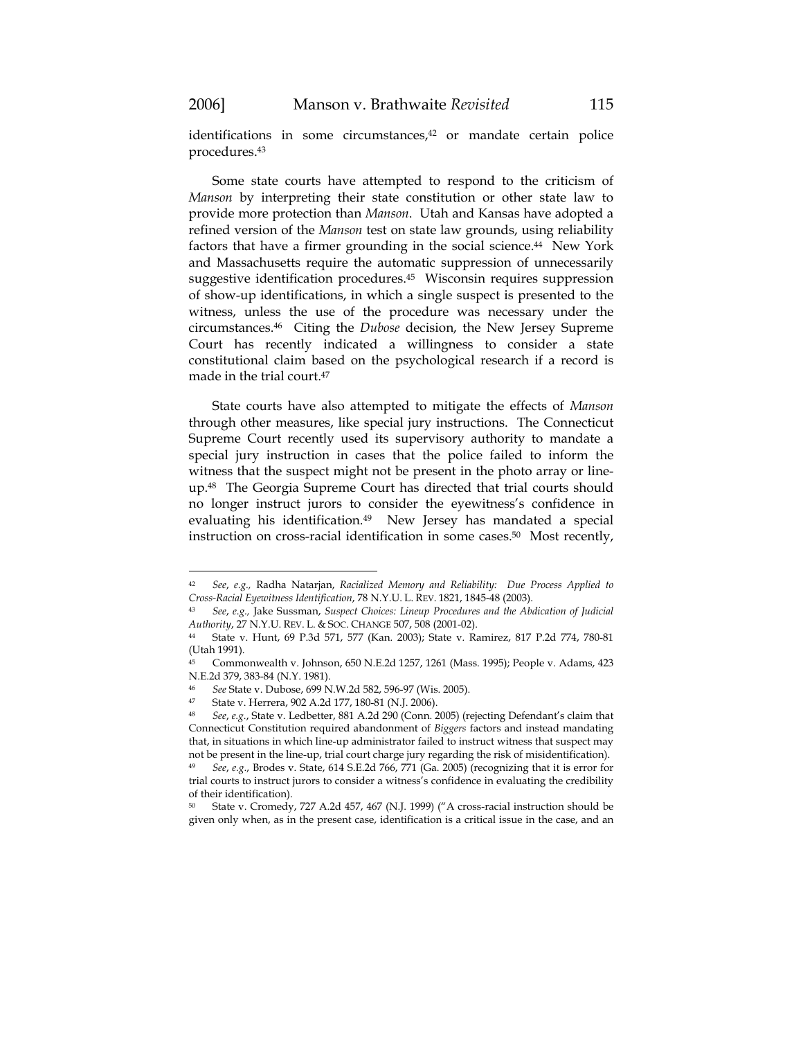identifications in some circumstances,[42] or mandate certain police procedures.[43]

Some state courts have attempted to respond to the criticism of *Manson* by interpreting their state constitution or other state law to provide more protection than *Manson*. Utah and Kansas have adopted a refined version of the *Manson* test on state law grounds, using reliability factors that have a firmer grounding in the social science.[44] New York and Massachusetts require the automatic suppression of unnecessarily suggestive identification procedures.[45] Wisconsin requires suppression of show-up identifications, in which a single suspect is presented to the witness, unless the use of the procedure was necessary under the circumstances.[46] Citing the *Dubose* decision, the New Jersey Supreme Court has recently indicated a willingness to consider a state constitutional claim based on the psychological research if a record is made in the trial court.[47]

State courts have also attempted to mitigate the effects of *Manson* through other measures, like special jury instructions. The Connecticut Supreme Court recently used its supervisory authority to mandate a special jury instruction in cases that the police failed to inform the witness that the suspect might not be present in the photo array or line-up.[48] The Georgia Supreme Court has directed that trial courts should no longer instruct jurors to consider the eyewitness's confidence in evaluating his identification.[49] New Jersey has mandated a special instruction on cross-racial identification in some cases.[50] Most recently,

---

[42] *See*, *e.g.*, Radha Natarjan, *Racialized Memory and Reliability: Due Process Applied to Cross-Racial Eyewitness Identification*, 78 N.Y.U. L. REV. 1821, 1845-48 (2003).

[43] *See*, *e.g.*, Jake Sussman, *Suspect Choices: Lineup Procedures and the Abdication of Judicial Authority*, 27 N.Y.U. REV. L. & SOC. CHANGE 507, 508 (2001-02).

[44] State v. Hunt, 69 P.3d 571, 577 (Kan. 2003); State v. Ramirez, 817 P.2d 774, 780-81 (Utah 1991).

[45] Commonwealth v. Johnson, 650 N.E.2d 1257, 1261 (Mass. 1995); People v. Adams, 423 N.E.2d 379, 383-84 (N.Y. 1981).

[46] *See* State v. Dubose, 699 N.W.2d 582, 596-97 (Wis. 2005).

[47] State v. Herrera, 902 A.2d 177, 180-81 (N.J. 2006).

[48] *See*, *e.g.*, State v. Ledbetter, 881 A.2d 290 (Conn. 2005) (rejecting Defendant's claim that Connecticut Constitution required abandonment of *Biggers* factors and instead mandating that, in situations in which line-up administrator failed to instruct witness that suspect may not be present in the line-up, trial court charge jury regarding the risk of misidentification).

[49] *See*, *e.g.*, Brodes v. State, 614 S.E.2d 766, 771 (Ga. 2005) (recognizing that it is error for trial courts to instruct jurors to consider a witness's confidence in evaluating the credibility of their identification).

[50] State v. Cromedy, 727 A.2d 457, 467 (N.J. 1999) ("A cross-racial instruction should be given only when, as in the present case, identification is a critical issue in the case, and an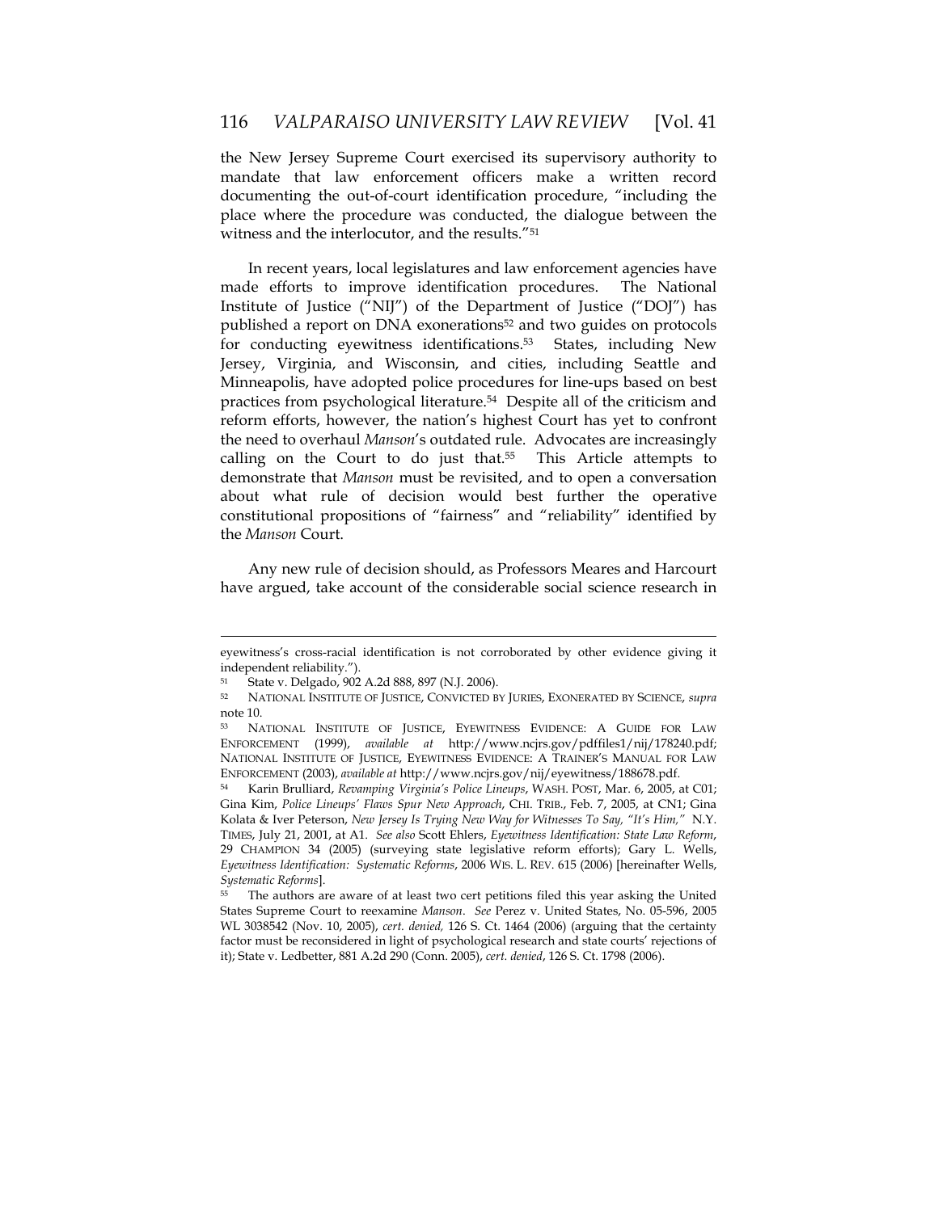the New Jersey Supreme Court exercised its supervisory authority to mandate that law enforcement officers make a written record documenting the out-of-court identification procedure, "including the place where the procedure was conducted, the dialogue between the witness and the interlocutor, and the results."[51]

In recent years, local legislatures and law enforcement agencies have made efforts to improve identification procedures. The National Institute of Justice ("NIJ") of the Department of Justice ("DOJ") has published a report on DNA exonerations[52] and two guides on protocols for conducting eyewitness identifications.[53] States, including New Jersey, Virginia, and Wisconsin, and cities, including Seattle and Minneapolis, have adopted police procedures for line-ups based on best practices from psychological literature.[54] Despite all of the criticism and reform efforts, however, the nation's highest Court has yet to confront the need to overhaul *Manson*'s outdated rule. Advocates are increasingly calling on the Court to do just that.[55] This Article attempts to demonstrate that *Manson* must be revisited, and to open a conversation about what rule of decision would best further the operative constitutional propositions of "fairness" and "reliability" identified by the *Manson* Court.

Any new rule of decision should, as Professors Meares and Harcourt have argued, take account of the considerable social science research in

---

eyewitness's cross-racial identification is not corroborated by other evidence giving it independent reliability.").

[51] State v. Delgado, 902 A.2d 888, 897 (N.J. 2006).

[52] NATIONAL INSTITUTE OF JUSTICE, CONVICTED BY JURIES, EXONERATED BY SCIENCE, *supra* note 10.

[53] NATIONAL INSTITUTE OF JUSTICE, EYEWITNESS EVIDENCE: A GUIDE FOR LAW ENFORCEMENT (1999), *available at* http://www.ncjrs.gov/pdffiles1/nij/178240.pdf; NATIONAL INSTITUTE OF JUSTICE, EYEWITNESS EVIDENCE: A TRAINER'S MANUAL FOR LAW ENFORCEMENT (2003), *available at* http://www.ncjrs.gov/nij/eyewitness/188678.pdf.

[54] Karin Brulliard, *Revamping Virginia's Police Lineups*, WASH. POST, Mar. 6, 2005, at C01; Gina Kim, *Police Lineups' Flaws Spur New Approach*, CHI. TRIB., Feb. 7, 2005, at CN1; Gina Kolata & Iver Peterson, *New Jersey Is Trying New Way for Witnesses To Say, "It's Him,"* N.Y. TIMES, July 21, 2001, at A1. *See also* Scott Ehlers, *Eyewitness Identification: State Law Reform*, 29 CHAMPION 34 (2005) (surveying state legislative reform efforts); Gary L. Wells, *Eyewitness Identification: Systematic Reforms*, 2006 WIS. L. REV. 615 (2006) [hereinafter Wells, *Systematic Reforms*].

[55] The authors are aware of at least two cert petitions filed this year asking the United States Supreme Court to reexamine *Manson*. *See* Perez v. United States, No. 05-596, 2005 WL 3038542 (Nov. 10, 2005), *cert. denied,* 126 S. Ct. 1464 (2006) (arguing that the certainty factor must be reconsidered in light of psychological research and state courts' rejections of it); State v. Ledbetter, 881 A.2d 290 (Conn. 2005), *cert. denied*, 126 S. Ct. 1798 (2006).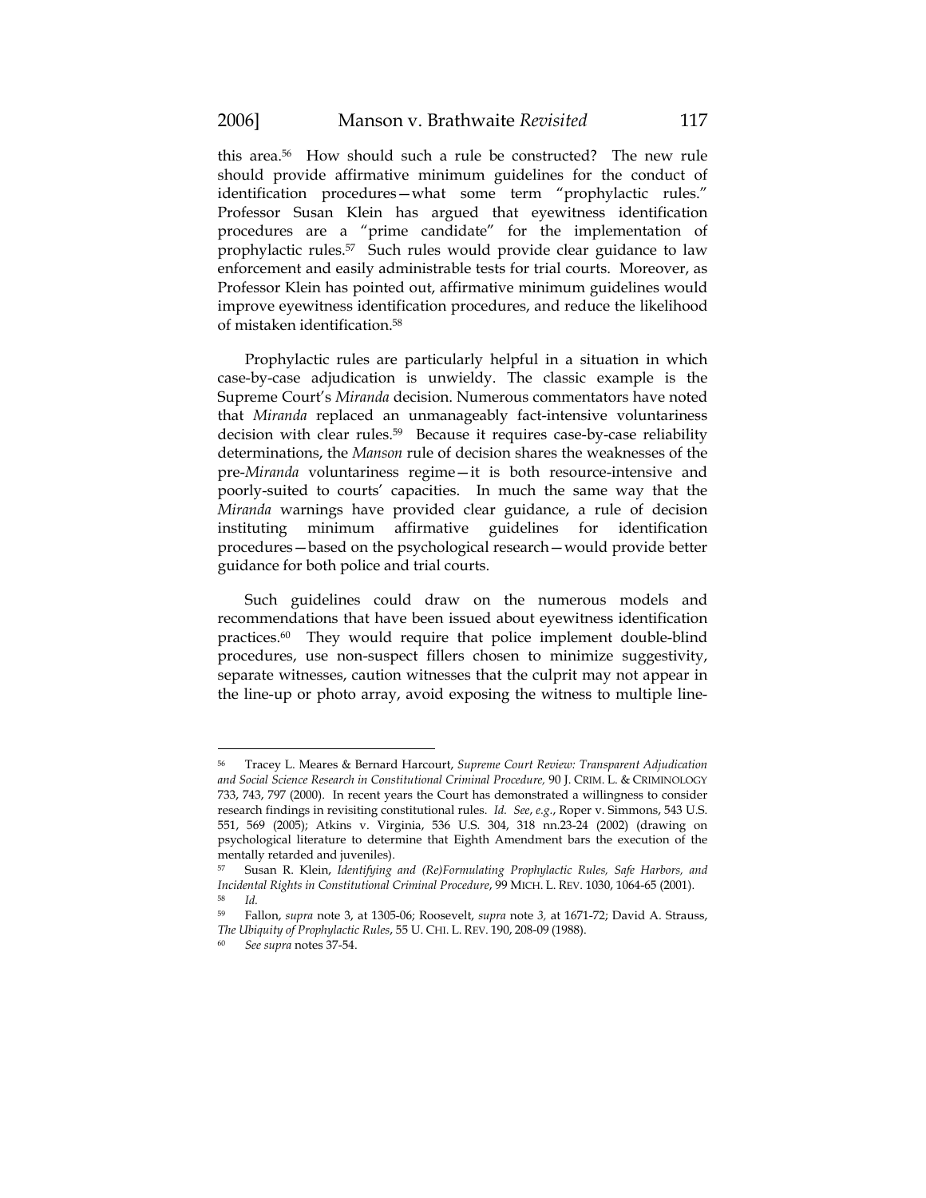this area.[56] How should such a rule be constructed? The new rule should provide affirmative minimum guidelines for the conduct of identification procedures—what some term "prophylactic rules." Professor Susan Klein has argued that eyewitness identification procedures are a "prime candidate" for the implementation of prophylactic rules.[57] Such rules would provide clear guidance to law enforcement and easily administrable tests for trial courts. Moreover, as Professor Klein has pointed out, affirmative minimum guidelines would improve eyewitness identification procedures, and reduce the likelihood of mistaken identification.[58]

Prophylactic rules are particularly helpful in a situation in which case-by-case adjudication is unwieldy. The classic example is the Supreme Court's *Miranda* decision. Numerous commentators have noted that *Miranda* replaced an unmanageably fact-intensive voluntariness decision with clear rules.[59] Because it requires case-by-case reliability determinations, the *Manson* rule of decision shares the weaknesses of the pre-*Miranda* voluntariness regime—it is both resource-intensive and poorly-suited to courts' capacities. In much the same way that the *Miranda* warnings have provided clear guidance, a rule of decision instituting minimum affirmative guidelines for identification procedures—based on the psychological research—would provide better guidance for both police and trial courts.

Such guidelines could draw on the numerous models and recommendations that have been issued about eyewitness identification practices.[60] They would require that police implement double-blind procedures, use non-suspect fillers chosen to minimize suggestivity, separate witnesses, caution witnesses that the culprit may not appear in the line-up or photo array, avoid exposing the witness to multiple line-

---

[56] Tracey L. Meares & Bernard Harcourt, *Supreme Court Review: Transparent Adjudication and Social Science Research in Constitutional Criminal Procedure,* 90 J. CRIM. L. & CRIMINOLOGY 733, 743, 797 (2000). In recent years the Court has demonstrated a willingness to consider research findings in revisiting constitutional rules. *Id. See, e.g.*, Roper v. Simmons, 543 U.S. 551, 569 (2005); Atkins v. Virginia, 536 U.S. 304, 318 nn.23-24 (2002) (drawing on psychological literature to determine that Eighth Amendment bars the execution of the mentally retarded and juveniles).

[57] Susan R. Klein, *Identifying and (Re)Formulating Prophylactic Rules, Safe Harbors, and Incidental Rights in Constitutional Criminal Procedure*, 99 MICH. L. REV. 1030, 1064-65 (2001).

[58] *Id.*

[59] Fallon, *supra* note 3, at 1305-06; Roosevelt, *supra* note 3, at 1671-72; David A. Strauss, *The Ubiquity of Prophylactic Rules*, 55 U. CHI. L. REV. 190, 208-09 (1988).

[60] *See supra* notes 37-54.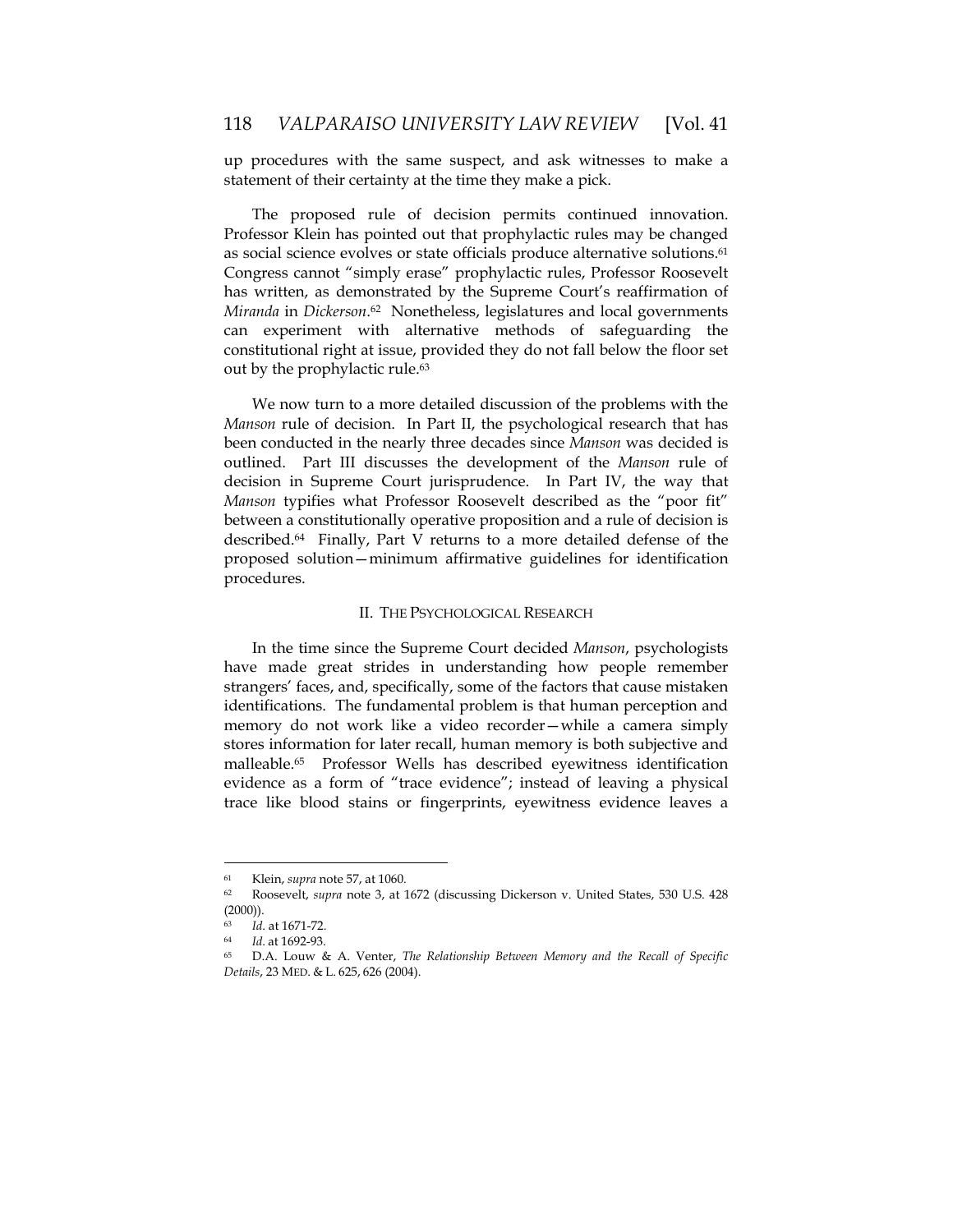up procedures with the same suspect, and ask witnesses to make a statement of their certainty at the time they make a pick.

The proposed rule of decision permits continued innovation. Professor Klein has pointed out that prophylactic rules may be changed as social science evolves or state officials produce alternative solutions.[61] Congress cannot "simply erase" prophylactic rules, Professor Roosevelt has written, as demonstrated by the Supreme Court's reaffirmation of *Miranda* in *Dickerson*.[62] Nonetheless, legislatures and local governments can experiment with alternative methods of safeguarding the constitutional right at issue, provided they do not fall below the floor set out by the prophylactic rule.[63]

We now turn to a more detailed discussion of the problems with the *Manson* rule of decision. In Part II, the psychological research that has been conducted in the nearly three decades since *Manson* was decided is outlined. Part III discusses the development of the *Manson* rule of decision in Supreme Court jurisprudence. In Part IV, the way that *Manson* typifies what Professor Roosevelt described as the "poor fit" between a constitutionally operative proposition and a rule of decision is described.[64] Finally, Part V returns to a more detailed defense of the proposed solution—minimum affirmative guidelines for identification procedures.

## II. THE PSYCHOLOGICAL RESEARCH

In the time since the Supreme Court decided *Manson*, psychologists have made great strides in understanding how people remember strangers' faces, and, specifically, some of the factors that cause mistaken identifications. The fundamental problem is that human perception and memory do not work like a video recorder—while a camera simply stores information for later recall, human memory is both subjective and malleable.[65] Professor Wells has described eyewitness identification evidence as a form of "trace evidence"; instead of leaving a physical trace like blood stains or fingerprints, eyewitness evidence leaves a

---

[61] Klein, *supra* note 57, at 1060.

[62] Roosevelt, *supra* note 3, at 1672 (discussing Dickerson v. United States, 530 U.S. 428 (2000)).

[63] *Id.* at 1671-72.

[64] *Id.* at 1692-93.

[65] D.A. Louw & A. Venter, *The Relationship Between Memory and the Recall of Specific Details*, 23 MED. & L. 625, 626 (2004).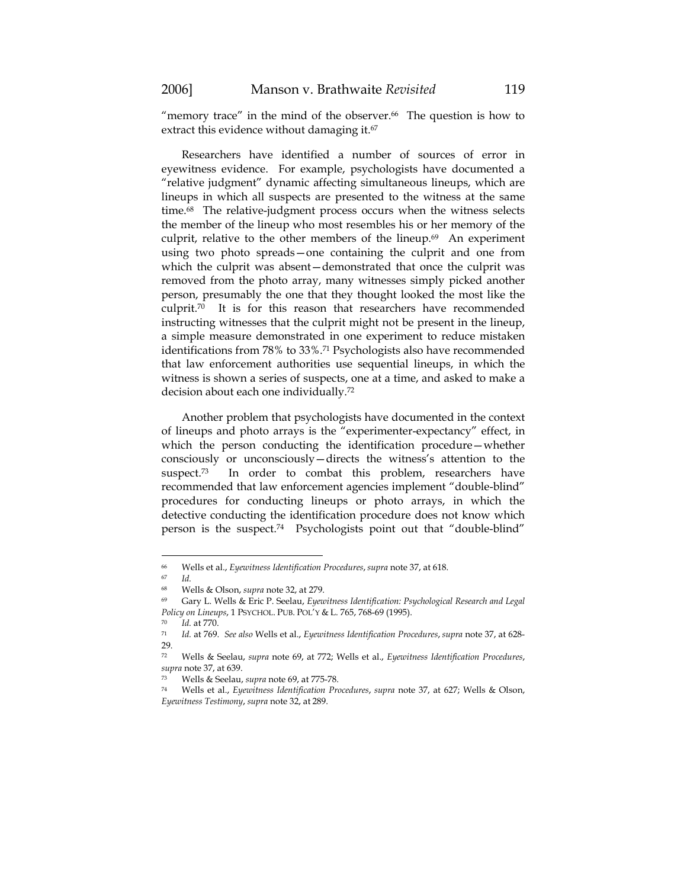"memory trace" in the mind of the observer.[66] The question is how to extract this evidence without damaging it.[67]

Researchers have identified a number of sources of error in eyewitness evidence. For example, psychologists have documented a "relative judgment" dynamic affecting simultaneous lineups, which are lineups in which all suspects are presented to the witness at the same time.[68] The relative-judgment process occurs when the witness selects the member of the lineup who most resembles his or her memory of the culprit, relative to the other members of the lineup.[69] An experiment using two photo spreads—one containing the culprit and one from which the culprit was absent—demonstrated that once the culprit was removed from the photo array, many witnesses simply picked another person, presumably the one that they thought looked the most like the culprit.[70] It is for this reason that researchers have recommended instructing witnesses that the culprit might not be present in the lineup, a simple measure demonstrated in one experiment to reduce mistaken identifications from 78% to 33%.[71] Psychologists also have recommended that law enforcement authorities use sequential lineups, in which the witness is shown a series of suspects, one at a time, and asked to make a decision about each one individually.[72]

Another problem that psychologists have documented in the context of lineups and photo arrays is the "experimenter-expectancy" effect, in which the person conducting the identification procedure—whether consciously or unconsciously—directs the witness's attention to the suspect.[73] In order to combat this problem, researchers have recommended that law enforcement agencies implement "double-blind" procedures for conducting lineups or photo arrays, in which the detective conducting the identification procedure does not know which person is the suspect.[74] Psychologists point out that "double-blind"

---

[66] Wells et al., *Eyewitness Identification Procedures*, *supra* note 37, at 618.

[67] *Id.*

[68] Wells & Olson, *supra* note 32, at 279.

[69] Gary L. Wells & Eric P. Seelau, *Eyewitness Identification: Psychological Research and Legal Policy on Lineups*, 1 PSYCHOL. PUB. POL'Y & L. 765, 768-69 (1995).

[70] *Id.* at 770.

[71] *Id.* at 769. *See also* Wells et al., *Eyewitness Identification Procedures*, *supra* note 37, at 628-29.

[72] Wells & Seelau, *supra* note 69, at 772; Wells et al., *Eyewitness Identification Procedures*, *supra* note 37, at 639.

[73] Wells & Seelau, *supra* note 69, at 775-78.

[74] Wells et al., *Eyewitness Identification Procedures*, *supra* note 37, at 627; Wells & Olson, *Eyewitness Testimony*, *supra* note 32, at 289.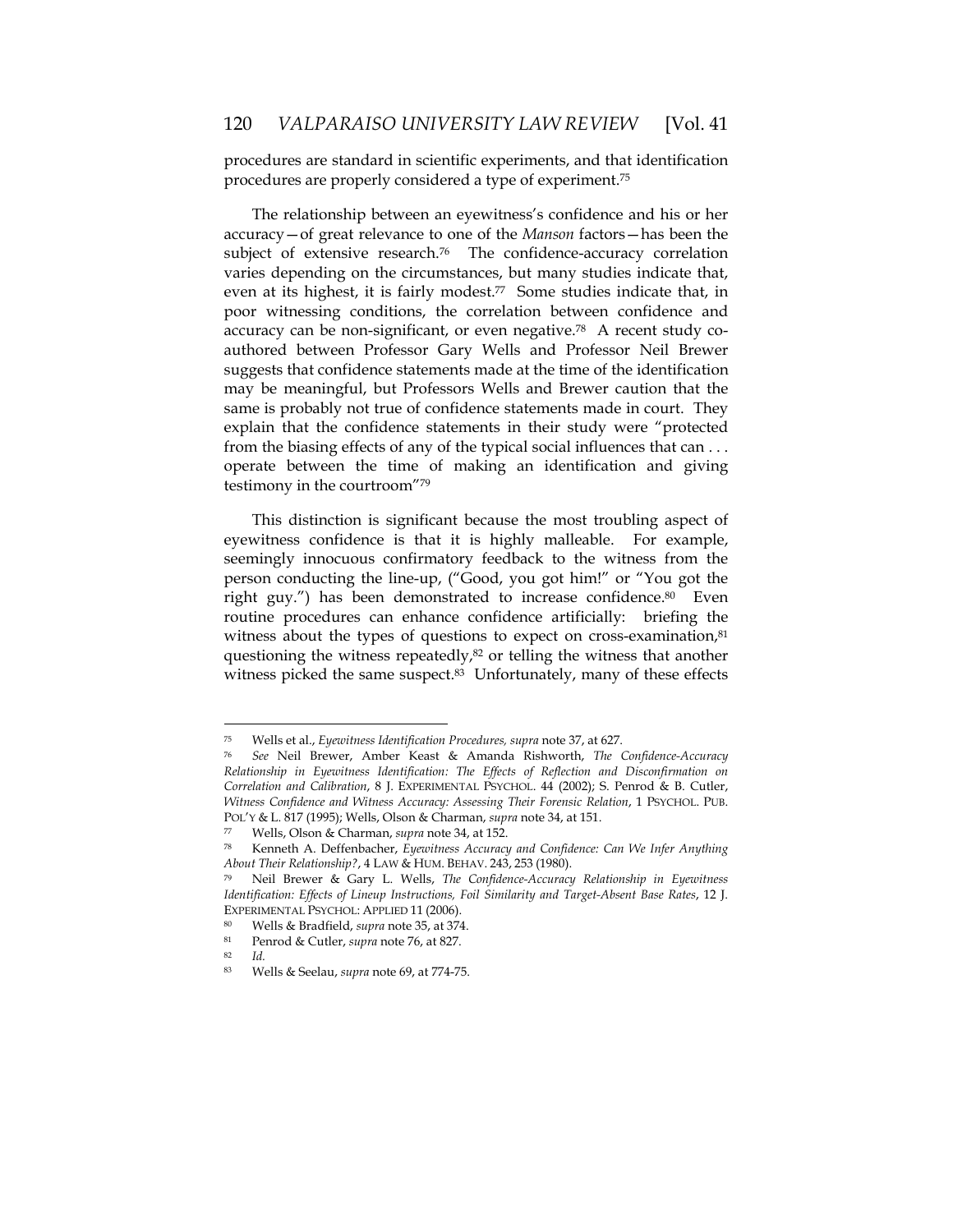procedures are standard in scientific experiments, and that identification procedures are properly considered a type of experiment.[75]

The relationship between an eyewitness's confidence and his or her accuracy—of great relevance to one of the *Manson* factors—has been the subject of extensive research.[76] The confidence-accuracy correlation varies depending on the circumstances, but many studies indicate that, even at its highest, it is fairly modest.[77] Some studies indicate that, in poor witnessing conditions, the correlation between confidence and accuracy can be non-significant, or even negative.[78] A recent study co-authored between Professor Gary Wells and Professor Neil Brewer suggests that confidence statements made at the time of the identification may be meaningful, but Professors Wells and Brewer caution that the same is probably not true of confidence statements made in court. They explain that the confidence statements in their study were "protected from the biasing effects of any of the typical social influences that can . . . operate between the time of making an identification and giving testimony in the courtroom"[79]

This distinction is significant because the most troubling aspect of eyewitness confidence is that it is highly malleable. For example, seemingly innocuous confirmatory feedback to the witness from the person conducting the line-up, ("Good, you got him!" or "You got the right guy.") has been demonstrated to increase confidence.[80] Even routine procedures can enhance confidence artificially: briefing the witness about the types of questions to expect on cross-examination,[81] questioning the witness repeatedly,[82] or telling the witness that another witness picked the same suspect.[83] Unfortunately, many of these effects

---

[75] Wells et al., *Eyewitness Identification Procedures, supra* note 37, at 627.

[76] *See* Neil Brewer, Amber Keast & Amanda Rishworth, *The Confidence-Accuracy Relationship in Eyewitness Identification: The Effects of Reflection and Disconfirmation on Correlation and Calibration*, 8 J. EXPERIMENTAL PSYCHOL. 44 (2002); S. Penrod & B. Cutler, *Witness Confidence and Witness Accuracy: Assessing Their Forensic Relation*, 1 PSYCHOL. PUB. POL'Y & L. 817 (1995); Wells, Olson & Charman, *supra* note 34, at 151.

[77] Wells, Olson & Charman, *supra* note 34, at 152.

[78] Kenneth A. Deffenbacher, *Eyewitness Accuracy and Confidence: Can We Infer Anything About Their Relationship?*, 4 LAW & HUM. BEHAV. 243, 253 (1980).

[79] Neil Brewer & Gary L. Wells, *The Confidence-Accuracy Relationship in Eyewitness Identification: Effects of Lineup Instructions, Foil Similarity and Target-Absent Base Rates*, 12 J. EXPERIMENTAL PSYCHOL: APPLIED 11 (2006).

[80] Wells & Bradfield, *supra* note 35, at 374.

[81] Penrod & Cutler, *supra* note 76, at 827.

[82] *Id.*

[83] Wells & Seelau, *supra* note 69, at 774-75.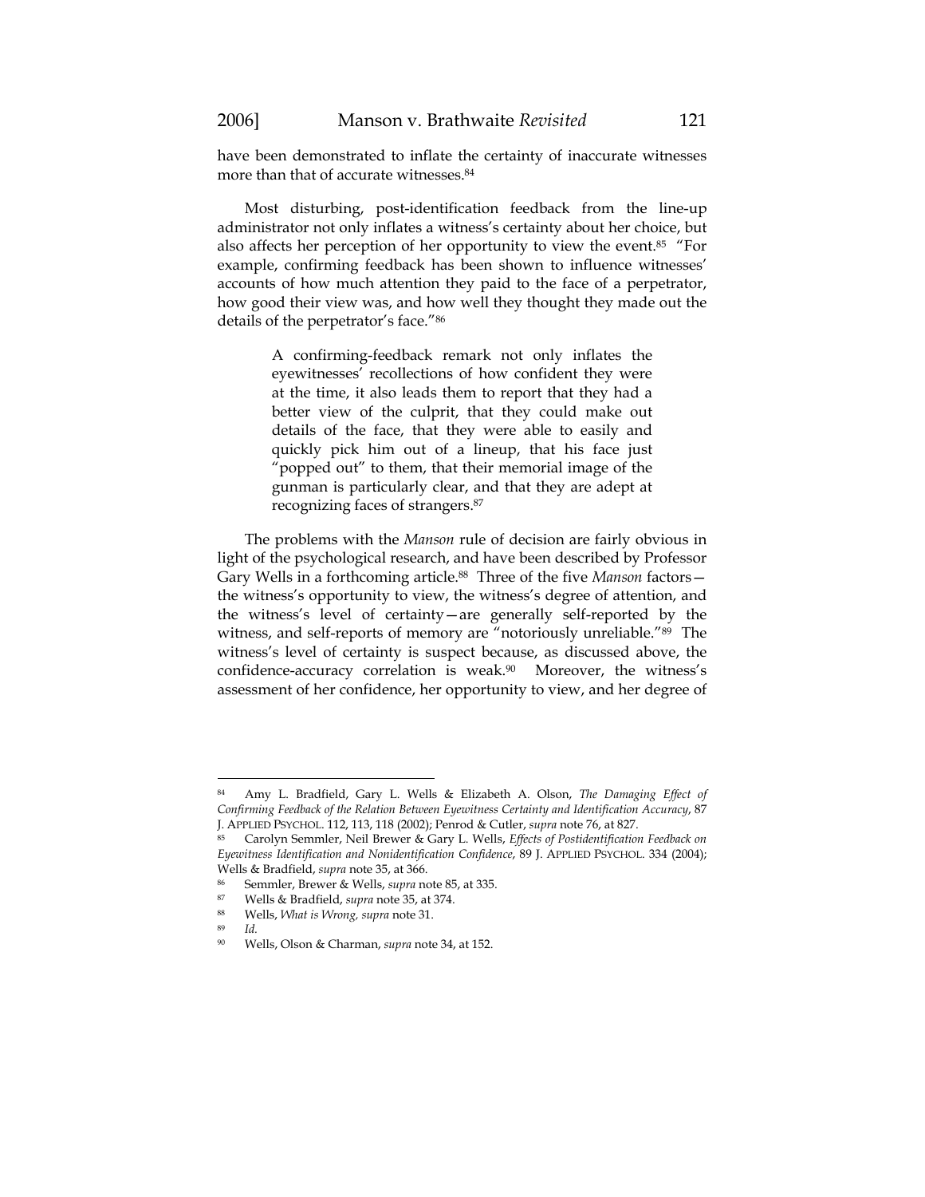have been demonstrated to inflate the certainty of inaccurate witnesses more than that of accurate witnesses.[84]

Most disturbing, post-identification feedback from the line-up administrator not only inflates a witness's certainty about her choice, but also affects her perception of her opportunity to view the event.[85] "For example, confirming feedback has been shown to influence witnesses' accounts of how much attention they paid to the face of a perpetrator, how good their view was, and how well they thought they made out the details of the perpetrator's face."[86]

> A confirming-feedback remark not only inflates the eyewitnesses' recollections of how confident they were at the time, it also leads them to report that they had a better view of the culprit, that they could make out details of the face, that they were able to easily and quickly pick him out of a lineup, that his face just "popped out" to them, that their memorial image of the gunman is particularly clear, and that they are adept at recognizing faces of strangers.[87]

The problems with the *Manson* rule of decision are fairly obvious in light of the psychological research, and have been described by Professor Gary Wells in a forthcoming article.[88] Three of the five *Manson* factors—the witness's opportunity to view, the witness's degree of attention, and the witness's level of certainty—are generally self-reported by the witness, and self-reports of memory are "notoriously unreliable."[89] The witness's level of certainty is suspect because, as discussed above, the confidence-accuracy correlation is weak.[90] Moreover, the witness's assessment of her confidence, her opportunity to view, and her degree of

---

[84] Amy L. Bradfield, Gary L. Wells & Elizabeth A. Olson, *The Damaging Effect of Confirming Feedback of the Relation Between Eyewitness Certainty and Identification Accuracy*, 87 J. APPLIED PSYCHOL. 112, 113, 118 (2002); Penrod & Cutler, *supra* note 76, at 827.

[85] Carolyn Semmler, Neil Brewer & Gary L. Wells, *Effects of Postidentification Feedback on Eyewitness Identification and Nonidentification Confidence*, 89 J. APPLIED PSYCHOL. 334 (2004); Wells & Bradfield, *supra* note 35, at 366.

[86] Semmler, Brewer & Wells, *supra* note 85, at 335.

[87] Wells & Bradfield, *supra* note 35, at 374.

[88] Wells, *What is Wrong, supra* note 31.

[89] *Id.*

[90] Wells, Olson & Charman, *supra* note 34, at 152.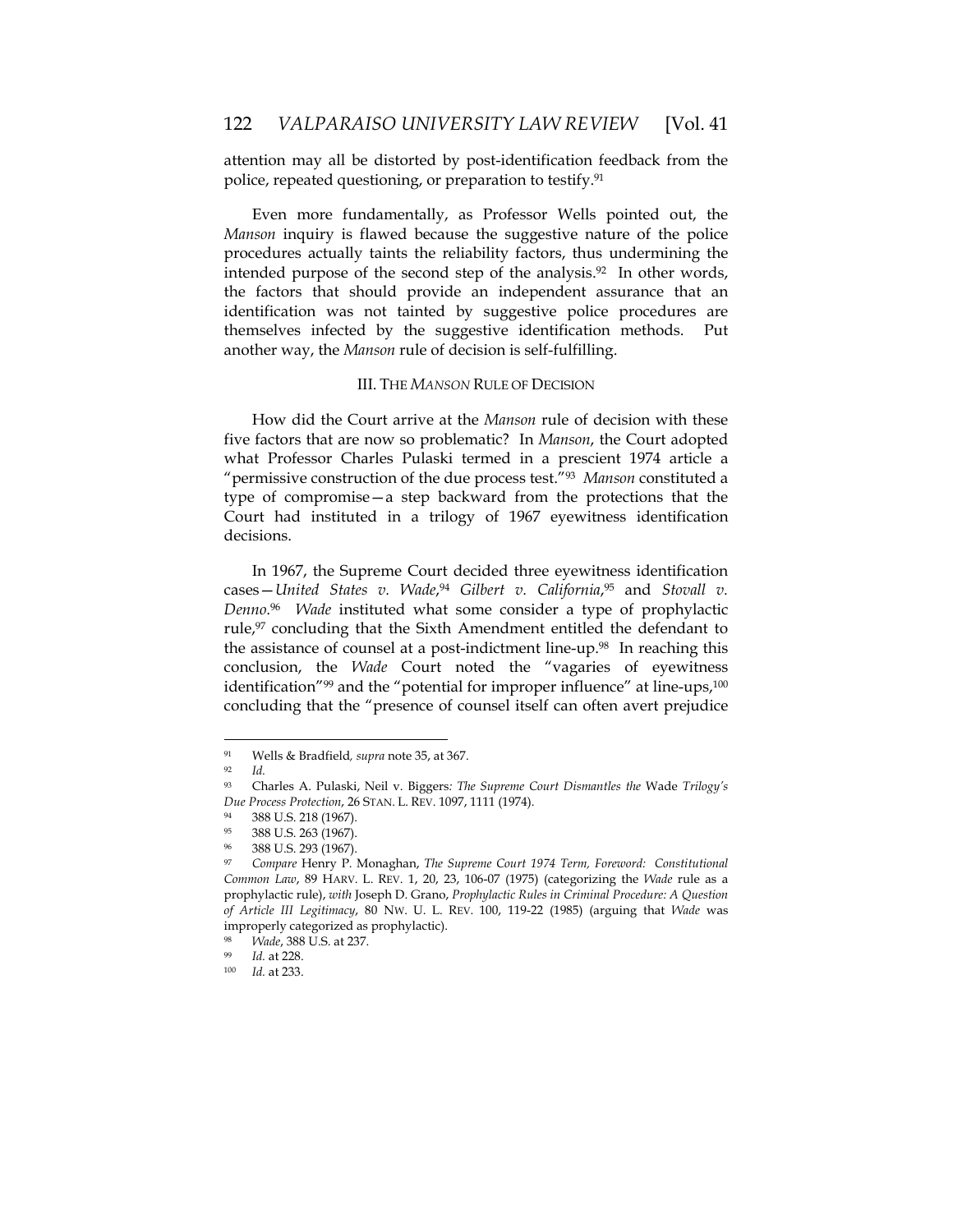attention may all be distorted by post-identification feedback from the police, repeated questioning, or preparation to testify.[91]

Even more fundamentally, as Professor Wells pointed out, the *Manson* inquiry is flawed because the suggestive nature of the police procedures actually taints the reliability factors, thus undermining the intended purpose of the second step of the analysis.[92] In other words, the factors that should provide an independent assurance that an identification was not tainted by suggestive police procedures are themselves infected by the suggestive identification methods. Put another way, the *Manson* rule of decision is self-fulfilling.

## III. THE *MANSON* RULE OF DECISION

How did the Court arrive at the *Manson* rule of decision with these five factors that are now so problematic? In *Manson*, the Court adopted what Professor Charles Pulaski termed in a prescient 1974 article a "permissive construction of the due process test."[93] *Manson* constituted a type of compromise—a step backward from the protections that the Court had instituted in a trilogy of 1967 eyewitness identification decisions.

In 1967, the Supreme Court decided three eyewitness identification cases—*United States v. Wade*,[94] *Gilbert v. California*,[95] and *Stovall v. Denno*.[96] *Wade* instituted what some consider a type of prophylactic rule,[97] concluding that the Sixth Amendment entitled the defendant to the assistance of counsel at a post-indictment line-up.[98] In reaching this conclusion, the *Wade* Court noted the "vagaries of eyewitness identification"[99] and the "potential for improper influence" at line-ups,[100] concluding that the "presence of counsel itself can often avert prejudice

---

[91] Wells & Bradfield, *supra* note 35, at 367.

[92] *Id.*

[93] Charles A. Pulaski, Neil v. Biggers*: The Supreme Court Dismantles the* Wade *Trilogy's Due Process Protection*, 26 STAN. L. REV. 1097, 1111 (1974).

[94] 388 U.S. 218 (1967).

[95] 388 U.S. 263 (1967).

[96] 388 U.S. 293 (1967).

[97] *Compare* Henry P. Monaghan, *The Supreme Court 1974 Term, Foreword: Constitutional Common Law*, 89 HARV. L. REV. 1, 20, 23, 106-07 (1975) (categorizing the *Wade* rule as a prophylactic rule), *with* Joseph D. Grano, *Prophylactic Rules in Criminal Procedure: A Question of Article III Legitimacy*, 80 NW. U. L. REV. 100, 119-22 (1985) (arguing that *Wade* was improperly categorized as prophylactic).

[98] *Wade*, 388 U.S. at 237.

[99] *Id.* at 228.

[100] *Id.* at 233.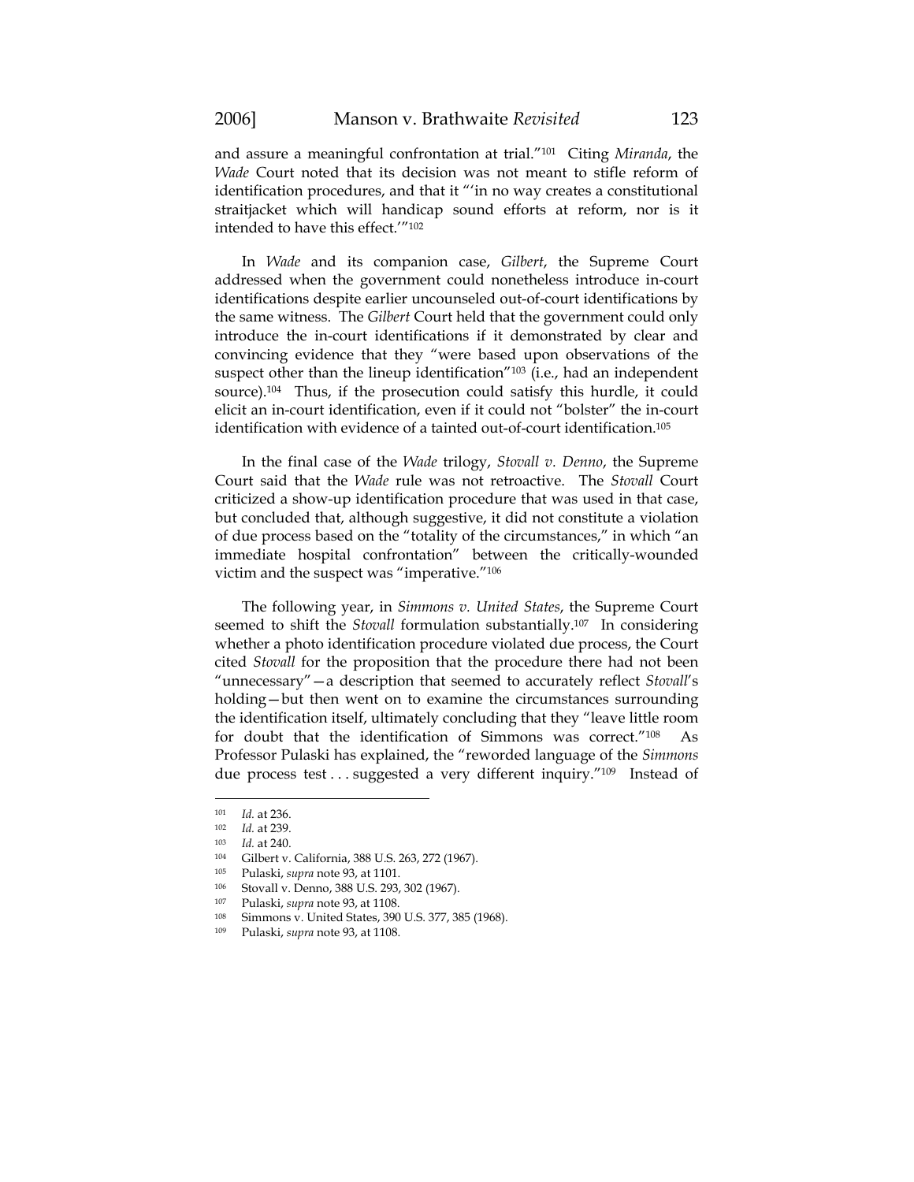and assure a meaningful confrontation at trial."[101] Citing *Miranda*, the *Wade* Court noted that its decision was not meant to stifle reform of identification procedures, and that it "'in no way creates a constitutional straitjacket which will handicap sound efforts at reform, nor is it intended to have this effect.'"[102]

In *Wade* and its companion case, *Gilbert*, the Supreme Court addressed when the government could nonetheless introduce in-court identifications despite earlier uncounseled out-of-court identifications by the same witness. The *Gilbert* Court held that the government could only introduce the in-court identifications if it demonstrated by clear and convincing evidence that they "were based upon observations of the suspect other than the lineup identification"[103] (i.e., had an independent source).[104] Thus, if the prosecution could satisfy this hurdle, it could elicit an in-court identification, even if it could not "bolster" the in-court identification with evidence of a tainted out-of-court identification.[105]

In the final case of the *Wade* trilogy, *Stovall v. Denno*, the Supreme Court said that the *Wade* rule was not retroactive. The *Stovall* Court criticized a show-up identification procedure that was used in that case, but concluded that, although suggestive, it did not constitute a violation of due process based on the "totality of the circumstances," in which "an immediate hospital confrontation" between the critically-wounded victim and the suspect was "imperative."[106]

The following year, in *Simmons v. United States*, the Supreme Court seemed to shift the *Stovall* formulation substantially.[107] In considering whether a photo identification procedure violated due process, the Court cited *Stovall* for the proposition that the procedure there had not been "unnecessary"—a description that seemed to accurately reflect *Stovall*'s holding—but then went on to examine the circumstances surrounding the identification itself, ultimately concluding that they "leave little room for doubt that the identification of Simmons was correct."[108] As Professor Pulaski has explained, the "reworded language of the *Simmons* due process test . . . suggested a very different inquiry."[109] Instead of

---

[101] *Id.* at 236.

[102] *Id.* at 239.

[103] *Id.* at 240.

[104] Gilbert v. California, 388 U.S. 263, 272 (1967).

[105] Pulaski, *supra* note 93, at 1101.

[106] Stovall v. Denno, 388 U.S. 293, 302 (1967).

[107] Pulaski, *supra* note 93, at 1108.

[108] Simmons v. United States, 390 U.S. 377, 385 (1968).

[109] Pulaski, *supra* note 93, at 1108.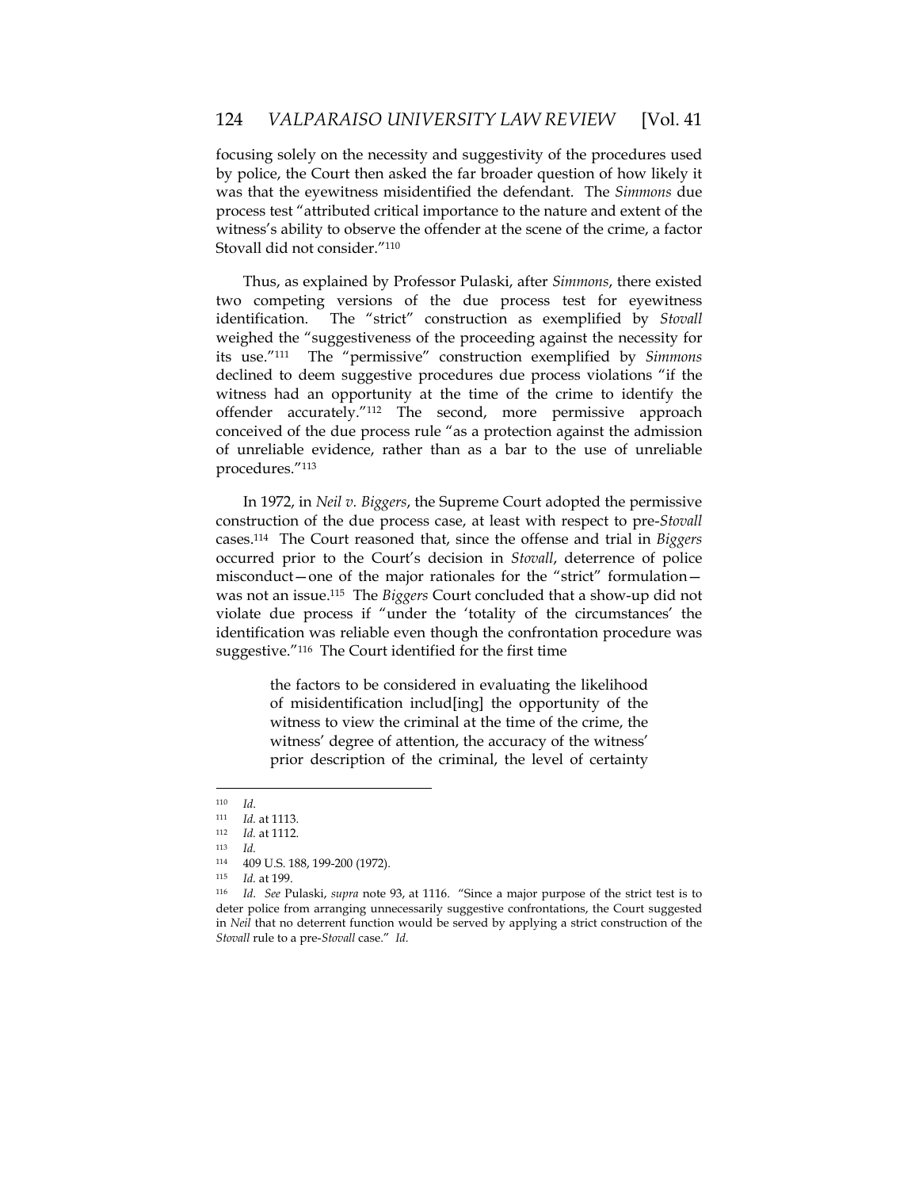focusing solely on the necessity and suggestivity of the procedures used by police, the Court then asked the far broader question of how likely it was that the eyewitness misidentified the defendant. The *Simmons* due process test "attributed critical importance to the nature and extent of the witness's ability to observe the offender at the scene of the crime, a factor Stovall did not consider."[110]

Thus, as explained by Professor Pulaski, after *Simmons*, there existed two competing versions of the due process test for eyewitness identification. The "strict" construction as exemplified by *Stovall* weighed the "suggestiveness of the proceeding against the necessity for its use."[111] The "permissive" construction exemplified by *Simmons* declined to deem suggestive procedures due process violations "if the witness had an opportunity at the time of the crime to identify the offender accurately."[112] The second, more permissive approach conceived of the due process rule "as a protection against the admission of unreliable evidence, rather than as a bar to the use of unreliable procedures."[113]

In 1972, in *Neil v. Biggers*, the Supreme Court adopted the permissive construction of the due process case, at least with respect to pre-*Stovall* cases.[114] The Court reasoned that, since the offense and trial in *Biggers* occurred prior to the Court's decision in *Stovall*, deterrence of police misconduct—one of the major rationales for the "strict" formulation—was not an issue.[115] The *Biggers* Court concluded that a show-up did not violate due process if "under the 'totality of the circumstances' the identification was reliable even though the confrontation procedure was suggestive."[116] The Court identified for the first time

> the factors to be considered in evaluating the likelihood of misidentification includ[ing] the opportunity of the witness to view the criminal at the time of the crime, the witness' degree of attention, the accuracy of the witness' prior description of the criminal, the level of certainty

---

110 *Id.*

111 *Id.* at 1113.

112 *Id.* at 1112.

113 *Id.*

114 409 U.S. 188, 199-200 (1972).

115 *Id.* at 199.

116 *Id.* *See* Pulaski, *supra* note 93, at 1116. "Since a major purpose of the strict test is to deter police from arranging unnecessarily suggestive confrontations, the Court suggested in *Neil* that no deterrent function would be served by applying a strict construction of the *Stovall* rule to a pre-*Stovall* case." *Id.*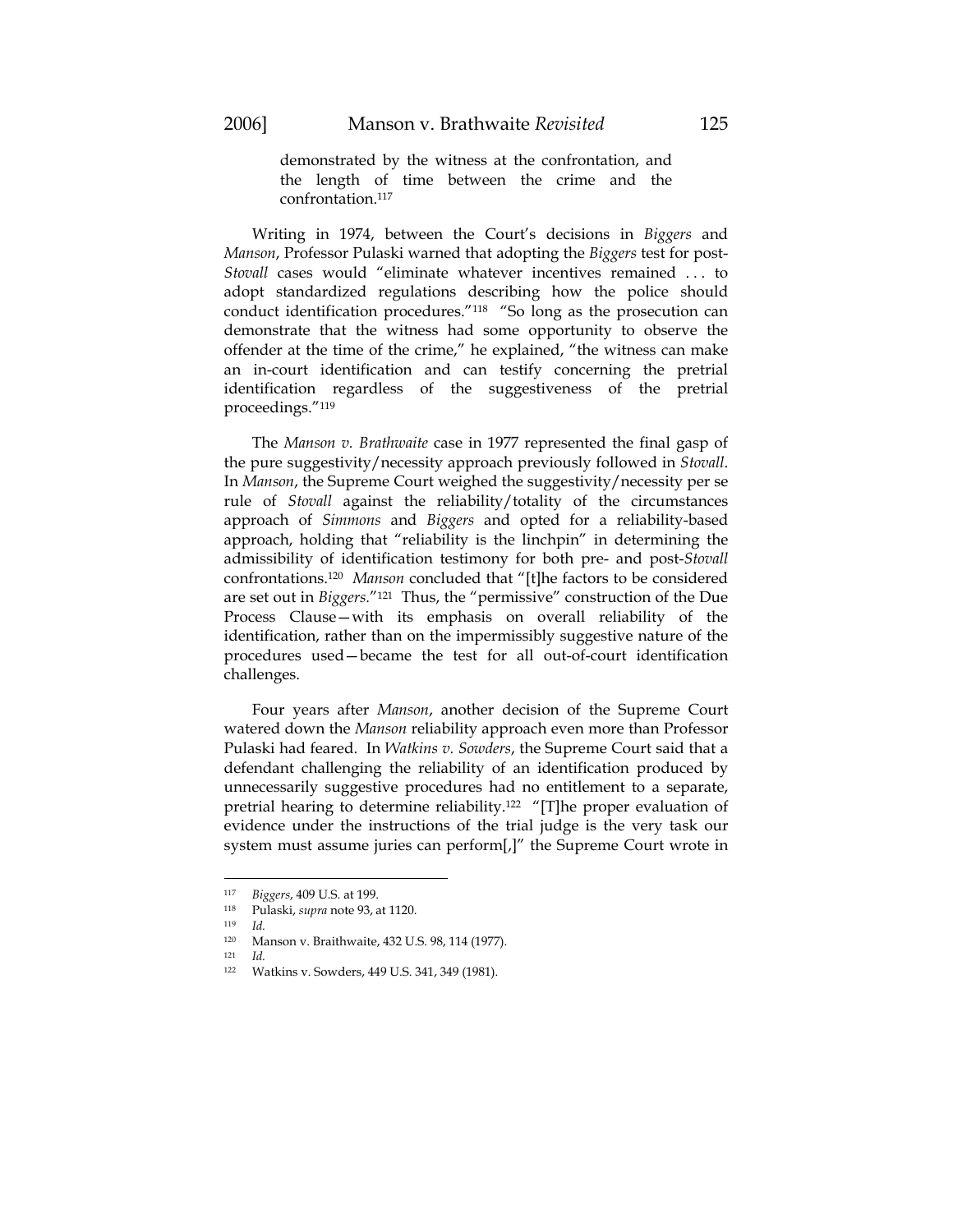> demonstrated by the witness at the confrontation, and the length of time between the crime and the confrontation.[117]

Writing in 1974, between the Court's decisions in *Biggers* and *Manson*, Professor Pulaski warned that adopting the *Biggers* test for post-*Stovall* cases would "eliminate whatever incentives remained . . . to adopt standardized regulations describing how the police should conduct identification procedures."[118] "So long as the prosecution can demonstrate that the witness had some opportunity to observe the offender at the time of the crime," he explained, "the witness can make an in-court identification and can testify concerning the pretrial identification regardless of the suggestiveness of the pretrial proceedings."[119]

The *Manson v. Brathwaite* case in 1977 represented the final gasp of the pure suggestivity/necessity approach previously followed in *Stovall*. In *Manson*, the Supreme Court weighed the suggestivity/necessity per se rule of *Stovall* against the reliability/totality of the circumstances approach of *Simmons* and *Biggers* and opted for a reliability-based approach, holding that "reliability is the linchpin" in determining the admissibility of identification testimony for both pre- and post-*Stovall* confrontations.[120] *Manson* concluded that "[t]he factors to be considered are set out in *Biggers*."[121] Thus, the "permissive" construction of the Due Process Clause—with its emphasis on overall reliability of the identification, rather than on the impermissibly suggestive nature of the procedures used—became the test for all out-of-court identification challenges.

Four years after *Manson*, another decision of the Supreme Court watered down the *Manson* reliability approach even more than Professor Pulaski had feared. In *Watkins v. Sowders*, the Supreme Court said that a defendant challenging the reliability of an identification produced by unnecessarily suggestive procedures had no entitlement to a separate, pretrial hearing to determine reliability.[122] "[T]he proper evaluation of evidence under the instructions of the trial judge is the very task our system must assume juries can perform[,]" the Supreme Court wrote in

---

117 *Biggers*, 409 U.S. at 199.

118 Pulaski, *supra* note 93, at 1120.

119 *Id.*

120 Manson v. Braithwaite, 432 U.S. 98, 114 (1977).

121 *Id.*

122 Watkins v. Sowders, 449 U.S. 341, 349 (1981).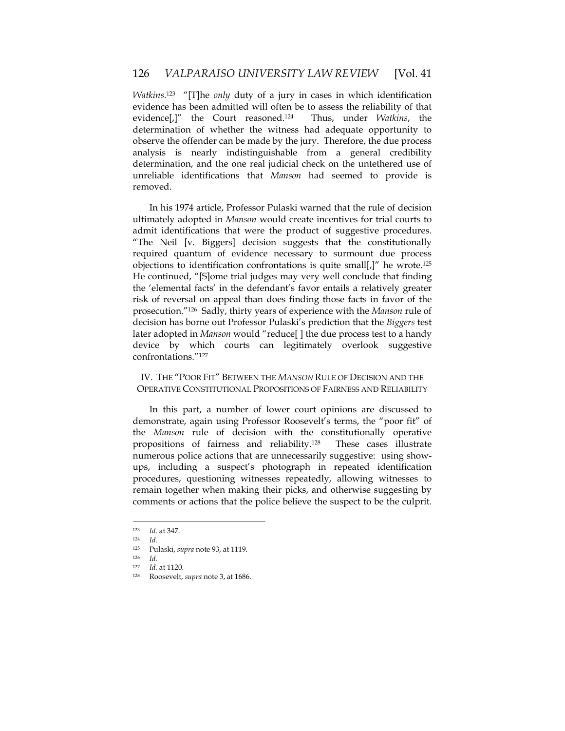*Watkins*.[123] "[T]he *only* duty of a jury in cases in which identification evidence has been admitted will often be to assess the reliability of that evidence[,]" the Court reasoned.[124] Thus, under *Watkins*, the determination of whether the witness had adequate opportunity to observe the offender can be made by the jury. Therefore, the due process analysis is nearly indistinguishable from a general credibility determination, and the one real judicial check on the untethered use of unreliable identifications that *Manson* had seemed to provide is removed.

In his 1974 article, Professor Pulaski warned that the rule of decision ultimately adopted in *Manson* would create incentives for trial courts to admit identifications that were the product of suggestive procedures. "The Neil [v. Biggers] decision suggests that the constitutionally required quantum of evidence necessary to surmount due process objections to identification confrontations is quite small[,]" he wrote.[125] He continued, "[S]ome trial judges may very well conclude that finding the 'elemental facts' in the defendant's favor entails a relatively greater risk of reversal on appeal than does finding those facts in favor of the prosecution."[126] Sadly, thirty years of experience with the *Manson* rule of decision has borne out Professor Pulaski's prediction that the *Biggers* test later adopted in *Manson* would "reduce[ ] the due process test to a handy device by which courts can legitimately overlook suggestive confrontations."[127]

## IV. THE "POOR FIT" BETWEEN THE *MANSON* RULE OF DECISION AND THE OPERATIVE CONSTITUTIONAL PROPOSITIONS OF FAIRNESS AND RELIABILITY

In this part, a number of lower court opinions are discussed to demonstrate, again using Professor Roosevelt's terms, the "poor fit" of the *Manson* rule of decision with the constitutionally operative propositions of fairness and reliability.[128] These cases illustrate numerous police actions that are unnecessarily suggestive: using show-ups, including a suspect's photograph in repeated identification procedures, questioning witnesses repeatedly, allowing witnesses to remain together when making their picks, and otherwise suggesting by comments or actions that the police believe the suspect to be the culprit.

---

[123] *Id.* at 347.

[124] *Id.*

[125] Pulaski, *supra* note 93, at 1119.

[126] *Id.*

[127] *Id.* at 1120.

[128] Roosevelt, *supra* note 3, at 1686.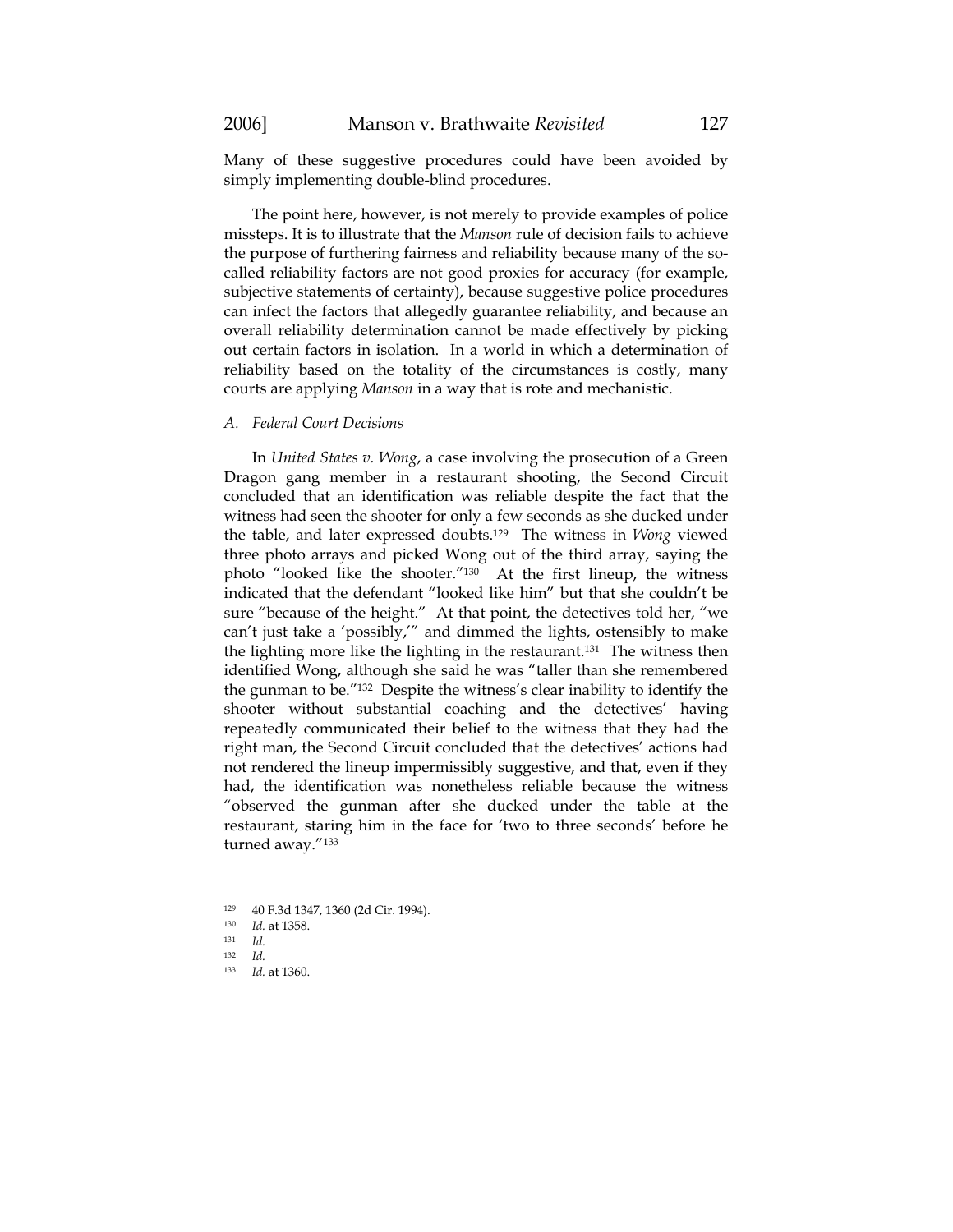Many of these suggestive procedures could have been avoided by simply implementing double-blind procedures.

The point here, however, is not merely to provide examples of police missteps. It is to illustrate that the *Manson* rule of decision fails to achieve the purpose of furthering fairness and reliability because many of the so-called reliability factors are not good proxies for accuracy (for example, subjective statements of certainty), because suggestive police procedures can infect the factors that allegedly guarantee reliability, and because an overall reliability determination cannot be made effectively by picking out certain factors in isolation. In a world in which a determination of reliability based on the totality of the circumstances is costly, many courts are applying *Manson* in a way that is rote and mechanistic.

### *A. Federal Court Decisions*

In *United States v. Wong*, a case involving the prosecution of a Green Dragon gang member in a restaurant shooting, the Second Circuit concluded that an identification was reliable despite the fact that the witness had seen the shooter for only a few seconds as she ducked under the table, and later expressed doubts.[129] The witness in *Wong* viewed three photo arrays and picked Wong out of the third array, saying the photo "looked like the shooter."[130] At the first lineup, the witness indicated that the defendant "looked like him" but that she couldn't be sure "because of the height." At that point, the detectives told her, "we can't just take a 'possibly,'" and dimmed the lights, ostensibly to make the lighting more like the lighting in the restaurant.[131] The witness then identified Wong, although she said he was "taller than she remembered the gunman to be."[132] Despite the witness's clear inability to identify the shooter without substantial coaching and the detectives' having repeatedly communicated their belief to the witness that they had the right man, the Second Circuit concluded that the detectives' actions had not rendered the lineup impermissibly suggestive, and that, even if they had, the identification was nonetheless reliable because the witness "observed the gunman after she ducked under the table at the restaurant, staring him in the face for 'two to three seconds' before he turned away."[133]

---

[129] 40 F.3d 1347, 1360 (2d Cir. 1994).

[130] *Id.* at 1358.

[131] *Id.*

[132] *Id.*

[133] *Id.* at 1360.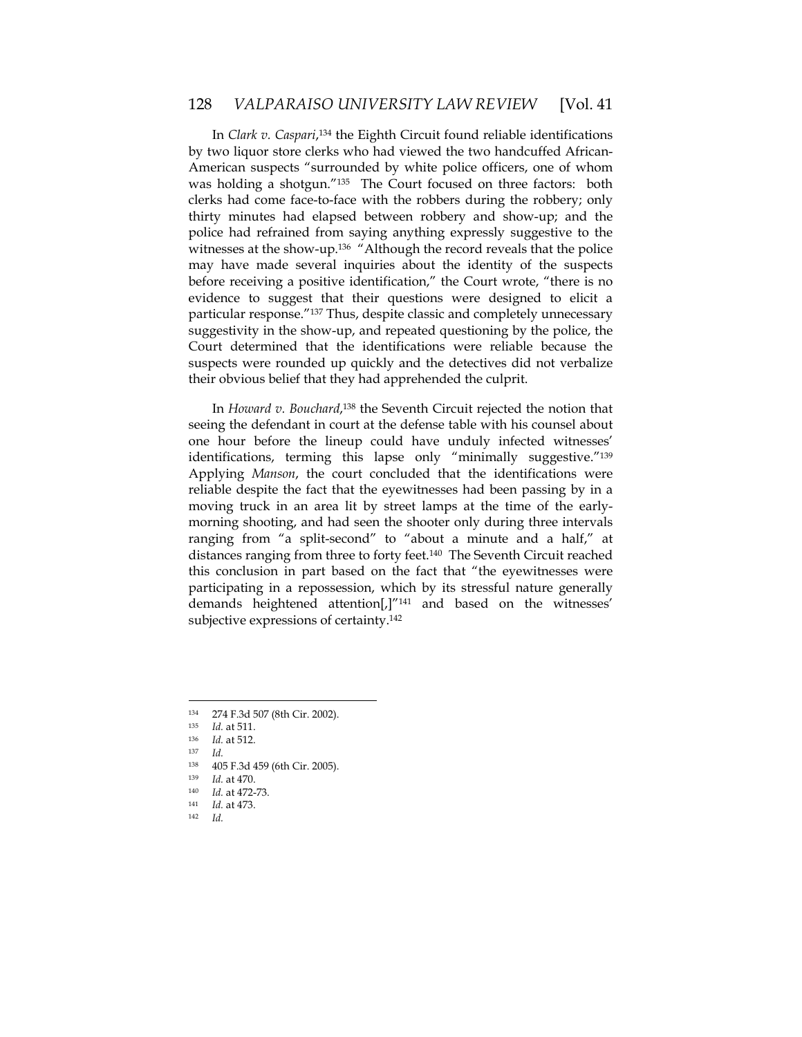In *Clark v. Caspari*,[134] the Eighth Circuit found reliable identifications by two liquor store clerks who had viewed the two handcuffed African-American suspects "surrounded by white police officers, one of whom was holding a shotgun."[135] The Court focused on three factors: both clerks had come face-to-face with the robbers during the robbery; only thirty minutes had elapsed between robbery and show-up; and the police had refrained from saying anything expressly suggestive to the witnesses at the show-up.[136] "Although the record reveals that the police may have made several inquiries about the identity of the suspects before receiving a positive identification," the Court wrote, "there is no evidence to suggest that their questions were designed to elicit a particular response."[137] Thus, despite classic and completely unnecessary suggestivity in the show-up, and repeated questioning by the police, the Court determined that the identifications were reliable because the suspects were rounded up quickly and the detectives did not verbalize their obvious belief that they had apprehended the culprit.

In *Howard v. Bouchard*,[138] the Seventh Circuit rejected the notion that seeing the defendant in court at the defense table with his counsel about one hour before the lineup could have unduly infected witnesses' identifications, terming this lapse only "minimally suggestive."[139] Applying *Manson*, the court concluded that the identifications were reliable despite the fact that the eyewitnesses had been passing by in a moving truck in an area lit by street lamps at the time of the early-morning shooting, and had seen the shooter only during three intervals ranging from "a split-second" to "about a minute and a half," at distances ranging from three to forty feet.[140] The Seventh Circuit reached this conclusion in part based on the fact that "the eyewitnesses were participating in a repossession, which by its stressful nature generally demands heightened attention[,]"[141] and based on the witnesses' subjective expressions of certainty.[142]

---

[134] 274 F.3d 507 (8th Cir. 2002).

[135] *Id.* at 511.

[136] *Id.* at 512.

[137] *Id.*

[138] 405 F.3d 459 (6th Cir. 2005).

[139] *Id.* at 470.

[140] *Id.* at 472-73.

[141] *Id.* at 473.

[142] *Id.*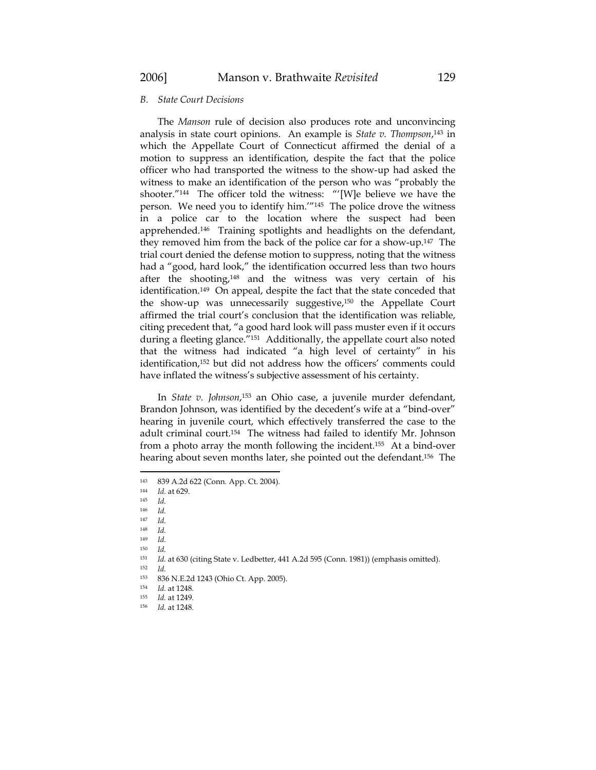### *B. State Court Decisions*

The *Manson* rule of decision also produces rote and unconvincing analysis in state court opinions. An example is *State v. Thompson*,[143] in which the Appellate Court of Connecticut affirmed the denial of a motion to suppress an identification, despite the fact that the police officer who had transported the witness to the show-up had asked the witness to make an identification of the person who was "probably the shooter."[144] The officer told the witness: "'[W]e believe we have the person. We need you to identify him.'"[145] The police drove the witness in a police car to the location where the suspect had been apprehended.[146] Training spotlights and headlights on the defendant, they removed him from the back of the police car for a show-up.[147] The trial court denied the defense motion to suppress, noting that the witness had a "good, hard look," the identification occurred less than two hours after the shooting,[148] and the witness was very certain of his identification.[149] On appeal, despite the fact that the state conceded that the show-up was unnecessarily suggestive,[150] the Appellate Court affirmed the trial court's conclusion that the identification was reliable, citing precedent that, "a good hard look will pass muster even if it occurs during a fleeting glance."[151] Additionally, the appellate court also noted that the witness had indicated "a high level of certainty" in his identification,[152] but did not address how the officers' comments could have inflated the witness's subjective assessment of his certainty.

In *State v. Johnson*,[153] an Ohio case, a juvenile murder defendant, Brandon Johnson, was identified by the decedent's wife at a "bind-over" hearing in juvenile court, which effectively transferred the case to the adult criminal court.[154] The witness had failed to identify Mr. Johnson from a photo array the month following the incident.[155] At a bind-over hearing about seven months later, she pointed out the defendant.[156] The

---

[143] 839 A.2d 622 (Conn. App. Ct. 2004).
[144] *Id.* at 629.
[145] *Id.*
[146] *Id.*
[147] *Id.*
[148] *Id.*
[149] *Id.*
[150] *Id.*
[151] *Id.* at 630 (citing State v. Ledbetter, 441 A.2d 595 (Conn. 1981)) (emphasis omitted).
[152] *Id.*
[153] 836 N.E.2d 1243 (Ohio Ct. App. 2005).
[154] *Id.* at 1248.
[155] *Id.* at 1249.
[156] *Id.* at 1248.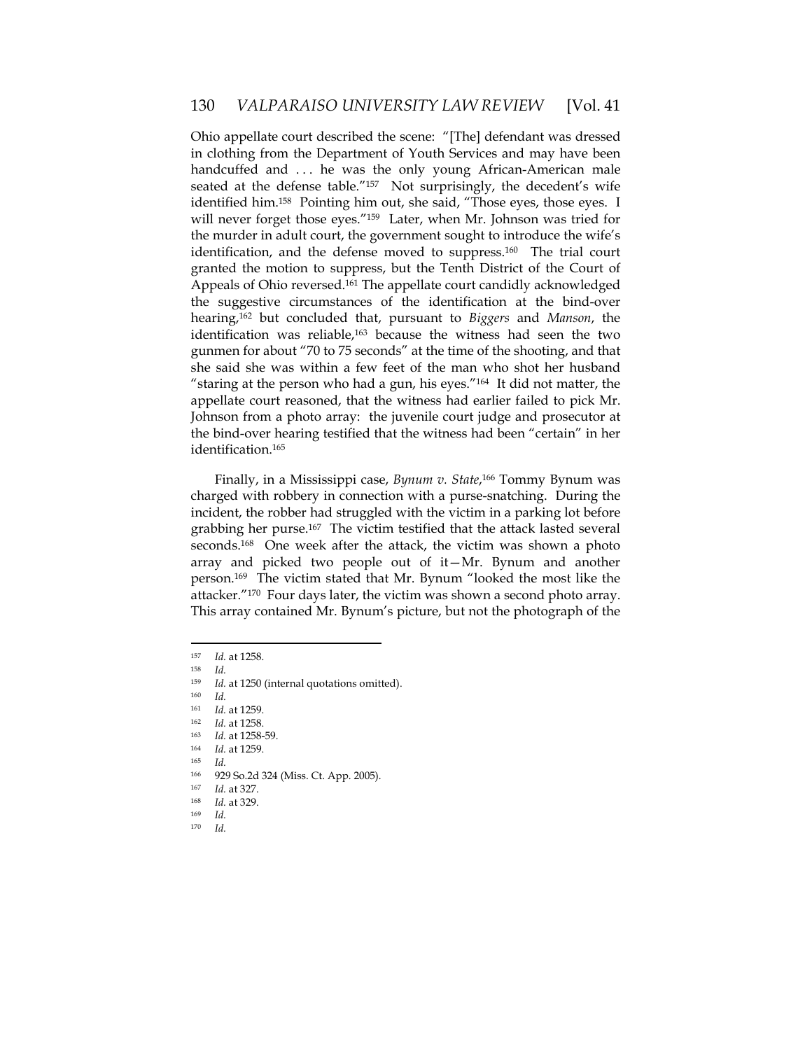Ohio appellate court described the scene: "[The] defendant was dressed in clothing from the Department of Youth Services and may have been handcuffed and . . . he was the only young African-American male seated at the defense table."[157] Not surprisingly, the decedent's wife identified him.[158] Pointing him out, she said, "Those eyes, those eyes. I will never forget those eyes."[159] Later, when Mr. Johnson was tried for the murder in adult court, the government sought to introduce the wife's identification, and the defense moved to suppress.[160] The trial court granted the motion to suppress, but the Tenth District of the Court of Appeals of Ohio reversed.[161] The appellate court candidly acknowledged the suggestive circumstances of the identification at the bind-over hearing,[162] but concluded that, pursuant to *Biggers* and *Manson*, the identification was reliable,[163] because the witness had seen the two gunmen for about "70 to 75 seconds" at the time of the shooting, and that she said she was within a few feet of the man who shot her husband "staring at the person who had a gun, his eyes."[164] It did not matter, the appellate court reasoned, that the witness had earlier failed to pick Mr. Johnson from a photo array: the juvenile court judge and prosecutor at the bind-over hearing testified that the witness had been "certain" in her identification.[165]

Finally, in a Mississippi case, *Bynum v. State*,[166] Tommy Bynum was charged with robbery in connection with a purse-snatching. During the incident, the robber had struggled with the victim in a parking lot before grabbing her purse.[167] The victim testified that the attack lasted several seconds.[168] One week after the attack, the victim was shown a photo array and picked two people out of it—Mr. Bynum and another person.[169] The victim stated that Mr. Bynum "looked the most like the attacker."[170] Four days later, the victim was shown a second photo array. This array contained Mr. Bynum's picture, but not the photograph of the

---

[157] *Id.* at 1258.

[158] *Id.*

[159] *Id.* at 1250 (internal quotations omitted).

[160] *Id.*

[161] *Id.* at 1259.

[162] *Id.* at 1258.

[163] *Id.* at 1258-59.

[164] *Id.* at 1259.

[165] *Id.*

[166] 929 So.2d 324 (Miss. Ct. App. 2005).

[167] *Id.* at 327.

[168] *Id.* at 329.

[169] *Id.*

[170] *Id.*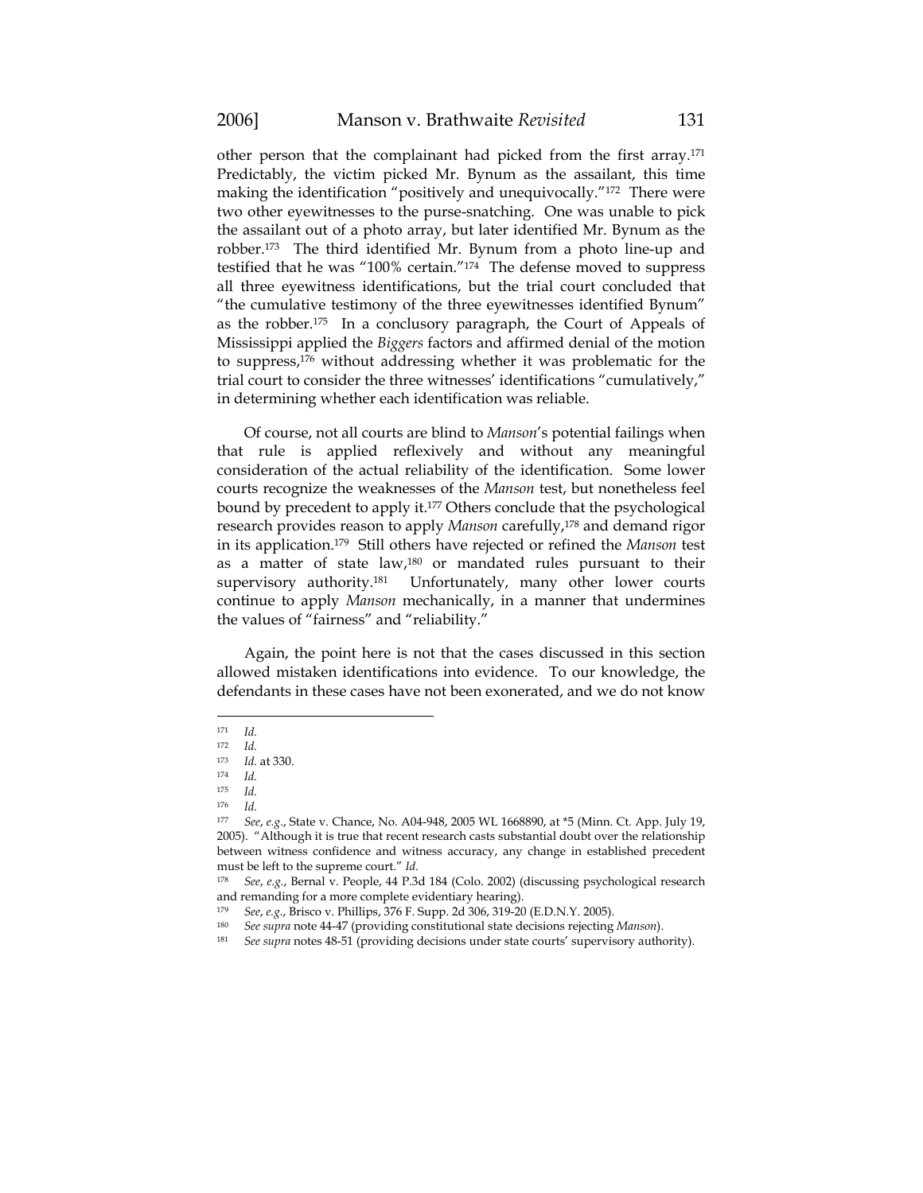other person that the complainant had picked from the first array.[171] Predictably, the victim picked Mr. Bynum as the assailant, this time making the identification "positively and unequivocally."[172] There were two other eyewitnesses to the purse-snatching. One was unable to pick the assailant out of a photo array, but later identified Mr. Bynum as the robber.[173] The third identified Mr. Bynum from a photo line-up and testified that he was "100% certain."[174] The defense moved to suppress all three eyewitness identifications, but the trial court concluded that "the cumulative testimony of the three eyewitnesses identified Bynum" as the robber.[175] In a conclusory paragraph, the Court of Appeals of Mississippi applied the *Biggers* factors and affirmed denial of the motion to suppress,[176] without addressing whether it was problematic for the trial court to consider the three witnesses' identifications "cumulatively," in determining whether each identification was reliable.

Of course, not all courts are blind to *Manson*'s potential failings when that rule is applied reflexively and without any meaningful consideration of the actual reliability of the identification. Some lower courts recognize the weaknesses of the *Manson* test, but nonetheless feel bound by precedent to apply it.[177] Others conclude that the psychological research provides reason to apply *Manson* carefully,[178] and demand rigor in its application.[179] Still others have rejected or refined the *Manson* test as a matter of state law,[180] or mandated rules pursuant to their supervisory authority.[181] Unfortunately, many other lower courts continue to apply *Manson* mechanically, in a manner that undermines the values of "fairness" and "reliability."

Again, the point here is not that the cases discussed in this section allowed mistaken identifications into evidence. To our knowledge, the defendants in these cases have not been exonerated, and we do not know

---

[171] *Id.*

[172] *Id.*

[173] *Id.* at 330.

[174] *Id.*

[175] *Id.*

[176] *Id.*

[177] *See*, *e.g.*, State v. Chance, No. A04-948, 2005 WL 1668890, at *5 (Minn. Ct. App. July 19, 2005). "Although it is true that recent research casts substantial doubt over the relationship between witness confidence and witness accuracy, any change in established precedent must be left to the supreme court." *Id.*

[178] *See*, *e.g.*, Bernal v. People, 44 P.3d 184 (Colo. 2002) (discussing psychological research and remanding for a more complete evidentiary hearing).

[179] *See*, *e.g.*, Brisco v. Phillips, 376 F. Supp. 2d 306, 319-20 (E.D.N.Y. 2005).

[180] *See supra* note 44-47 (providing constitutional state decisions rejecting *Manson*).

[181] *See supra* notes 48-51 (providing decisions under state courts' supervisory authority).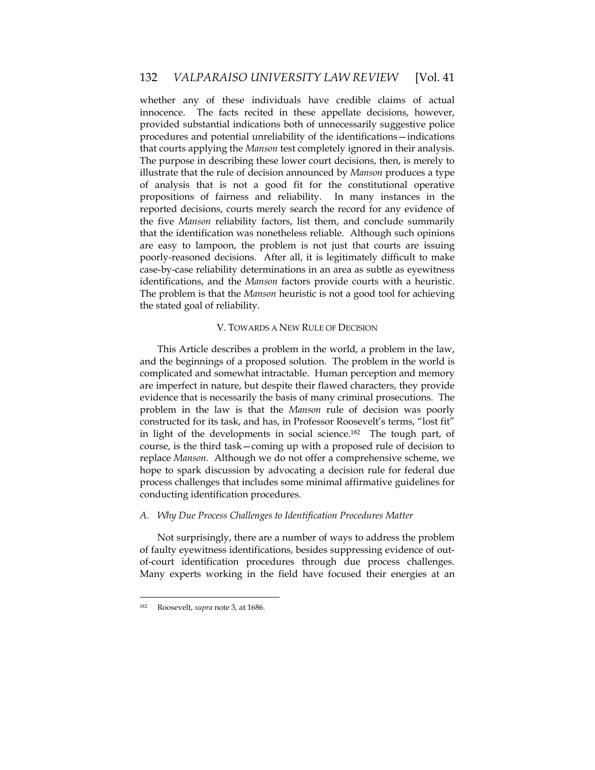whether any of these individuals have credible claims of actual innocence. The facts recited in these appellate decisions, however, provided substantial indications both of unnecessarily suggestive police procedures and potential unreliability of the identifications—indications that courts applying the *Manson* test completely ignored in their analysis. The purpose in describing these lower court decisions, then, is merely to illustrate that the rule of decision announced by *Manson* produces a type of analysis that is not a good fit for the constitutional operative propositions of fairness and reliability. In many instances in the reported decisions, courts merely search the record for any evidence of the five *Manson* reliability factors, list them, and conclude summarily that the identification was nonetheless reliable. Although such opinions are easy to lampoon, the problem is not just that courts are issuing poorly-reasoned decisions. After all, it is legitimately difficult to make case-by-case reliability determinations in an area as subtle as eyewitness identifications, and the *Manson* factors provide courts with a heuristic. The problem is that the *Manson* heuristic is not a good tool for achieving the stated goal of reliability.

## V. TOWARDS A NEW RULE OF DECISION

This Article describes a problem in the world, a problem in the law, and the beginnings of a proposed solution. The problem in the world is complicated and somewhat intractable. Human perception and memory are imperfect in nature, but despite their flawed characters, they provide evidence that is necessarily the basis of many criminal prosecutions. The problem in the law is that the *Manson* rule of decision was poorly constructed for its task, and has, in Professor Roosevelt's terms, "lost fit" in light of the developments in social science.[182] The tough part, of course, is the third task—coming up with a proposed rule of decision to replace *Manson*. Although we do not offer a comprehensive scheme, we hope to spark discussion by advocating a decision rule for federal due process challenges that includes some minimal affirmative guidelines for conducting identification procedures.

### *A. Why Due Process Challenges to Identification Procedures Matter*

Not surprisingly, there are a number of ways to address the problem of faulty eyewitness identifications, besides suppressing evidence of out-of-court identification procedures through due process challenges. Many experts working in the field have focused their energies at an

---

[182] Roosevelt, *supra* note 3, at 1686.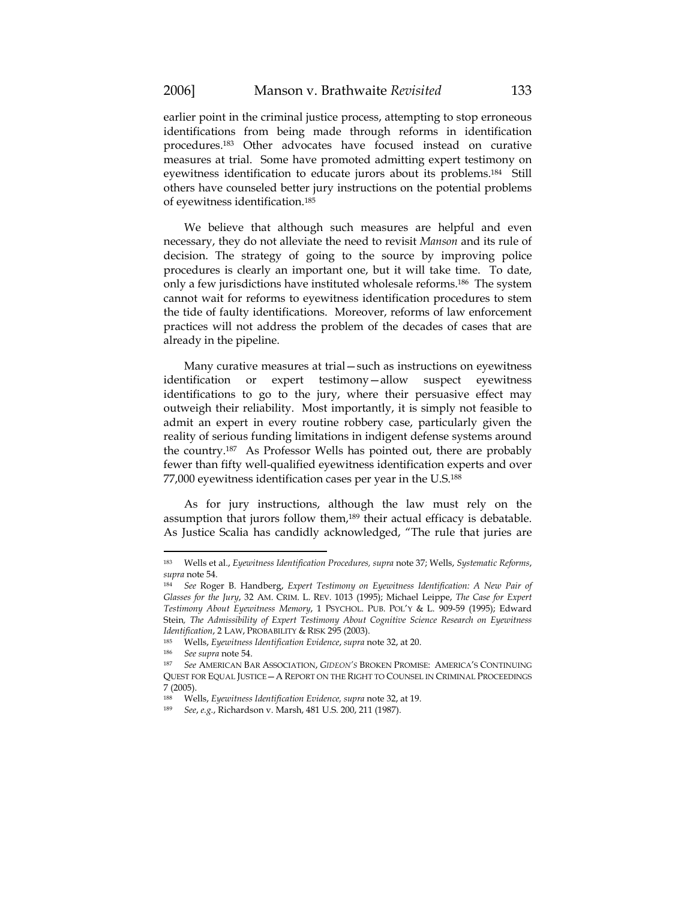earlier point in the criminal justice process, attempting to stop erroneous identifications from being made through reforms in identification procedures.[183] Other advocates have focused instead on curative measures at trial. Some have promoted admitting expert testimony on eyewitness identification to educate jurors about its problems.[184] Still others have counseled better jury instructions on the potential problems of eyewitness identification.[185]

We believe that although such measures are helpful and even necessary, they do not alleviate the need to revisit *Manson* and its rule of decision. The strategy of going to the source by improving police procedures is clearly an important one, but it will take time. To date, only a few jurisdictions have instituted wholesale reforms.[186] The system cannot wait for reforms to eyewitness identification procedures to stem the tide of faulty identifications. Moreover, reforms of law enforcement practices will not address the problem of the decades of cases that are already in the pipeline.

Many curative measures at trial—such as instructions on eyewitness identification or expert testimony—allow suspect eyewitness identifications to go to the jury, where their persuasive effect may outweigh their reliability. Most importantly, it is simply not feasible to admit an expert in every routine robbery case, particularly given the reality of serious funding limitations in indigent defense systems around the country.[187] As Professor Wells has pointed out, there are probably fewer than fifty well-qualified eyewitness identification experts and over 77,000 eyewitness identification cases per year in the U.S.[188]

As for jury instructions, although the law must rely on the assumption that jurors follow them,[189] their actual efficacy is debatable. As Justice Scalia has candidly acknowledged, "The rule that juries are

---

[183] Wells et al., *Eyewitness Identification Procedures, supra* note 37; Wells, *Systematic Reforms*, *supra* note 54.

[184] *See* Roger B. Handberg, *Expert Testimony on Eyewitness Identification: A New Pair of Glasses for the Jury*, 32 AM. CRIM. L. REV. 1013 (1995); Michael Leippe, *The Case for Expert Testimony About Eyewitness Memory*, 1 PSYCHOL. PUB. POL'Y & L. 909-59 (1995); Edward Stein, *The Admissibility of Expert Testimony About Cognitive Science Research on Eyewitness Identification*, 2 LAW, PROBABILITY & RISK 295 (2003).

[185] Wells, *Eyewitness Identification Evidence*, *supra* note 32, at 20.

[186] *See supra* note 54.

[187] *See* AMERICAN BAR ASSOCIATION, *GIDEON'S* BROKEN PROMISE: AMERICA'S CONTINUING QUEST FOR EQUAL JUSTICE—A REPORT ON THE RIGHT TO COUNSEL IN CRIMINAL PROCEEDINGS 7 (2005).

[188] Wells, *Eyewitness Identification Evidence, supra* note 32, at 19.

[189] *See*, *e.g.*, Richardson v. Marsh, 481 U.S. 200, 211 (1987).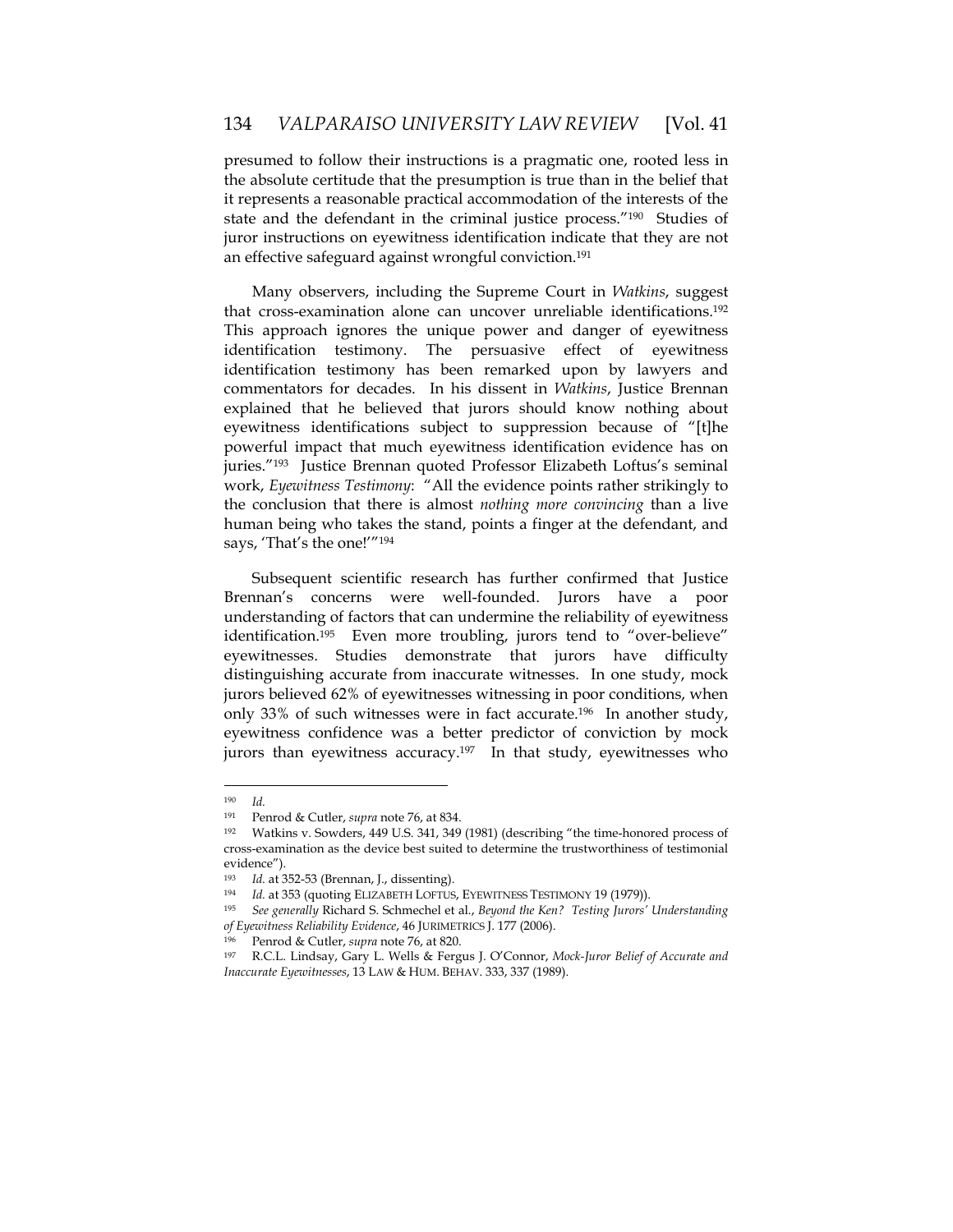presumed to follow their instructions is a pragmatic one, rooted less in the absolute certitude that the presumption is true than in the belief that it represents a reasonable practical accommodation of the interests of the state and the defendant in the criminal justice process."[190] Studies of juror instructions on eyewitness identification indicate that they are not an effective safeguard against wrongful conviction.[191]

Many observers, including the Supreme Court in *Watkins*, suggest that cross-examination alone can uncover unreliable identifications.[192] This approach ignores the unique power and danger of eyewitness identification testimony. The persuasive effect of eyewitness identification testimony has been remarked upon by lawyers and commentators for decades. In his dissent in *Watkins*, Justice Brennan explained that he believed that jurors should know nothing about eyewitness identifications subject to suppression because of "[t]he powerful impact that much eyewitness identification evidence has on juries."[193] Justice Brennan quoted Professor Elizabeth Loftus's seminal work, *Eyewitness Testimony*: "All the evidence points rather strikingly to the conclusion that there is almost *nothing more convincing* than a live human being who takes the stand, points a finger at the defendant, and says, 'That's the one!'"[194]

Subsequent scientific research has further confirmed that Justice Brennan's concerns were well-founded. Jurors have a poor understanding of factors that can undermine the reliability of eyewitness identification.[195] Even more troubling, jurors tend to "over-believe" eyewitnesses. Studies demonstrate that jurors have difficulty distinguishing accurate from inaccurate witnesses. In one study, mock jurors believed 62% of eyewitnesses witnessing in poor conditions, when only 33% of such witnesses were in fact accurate.[196] In another study, eyewitness confidence was a better predictor of conviction by mock jurors than eyewitness accuracy.[197] In that study, eyewitnesses who

---

[190] *Id.*

[191] Penrod & Cutler, *supra* note 76, at 834.

[192] Watkins v. Sowders, 449 U.S. 341, 349 (1981) (describing "the time-honored process of cross-examination as the device best suited to determine the trustworthiness of testimonial evidence").

[193] *Id.* at 352-53 (Brennan, J., dissenting).

[194] *Id.* at 353 (quoting ELIZABETH LOFTUS, EYEWITNESS TESTIMONY 19 (1979)).

[195] *See generally* Richard S. Schmechel et al., *Beyond the Ken? Testing Jurors' Understanding of Eyewitness Reliability Evidence*, 46 JURIMETRICS J. 177 (2006).

[196] Penrod & Cutler, *supra* note 76, at 820.

[197] R.C.L. Lindsay, Gary L. Wells & Fergus J. O'Connor, *Mock-Juror Belief of Accurate and Inaccurate Eyewitnesses*, 13 LAW & HUM. BEHAV. 333, 337 (1989).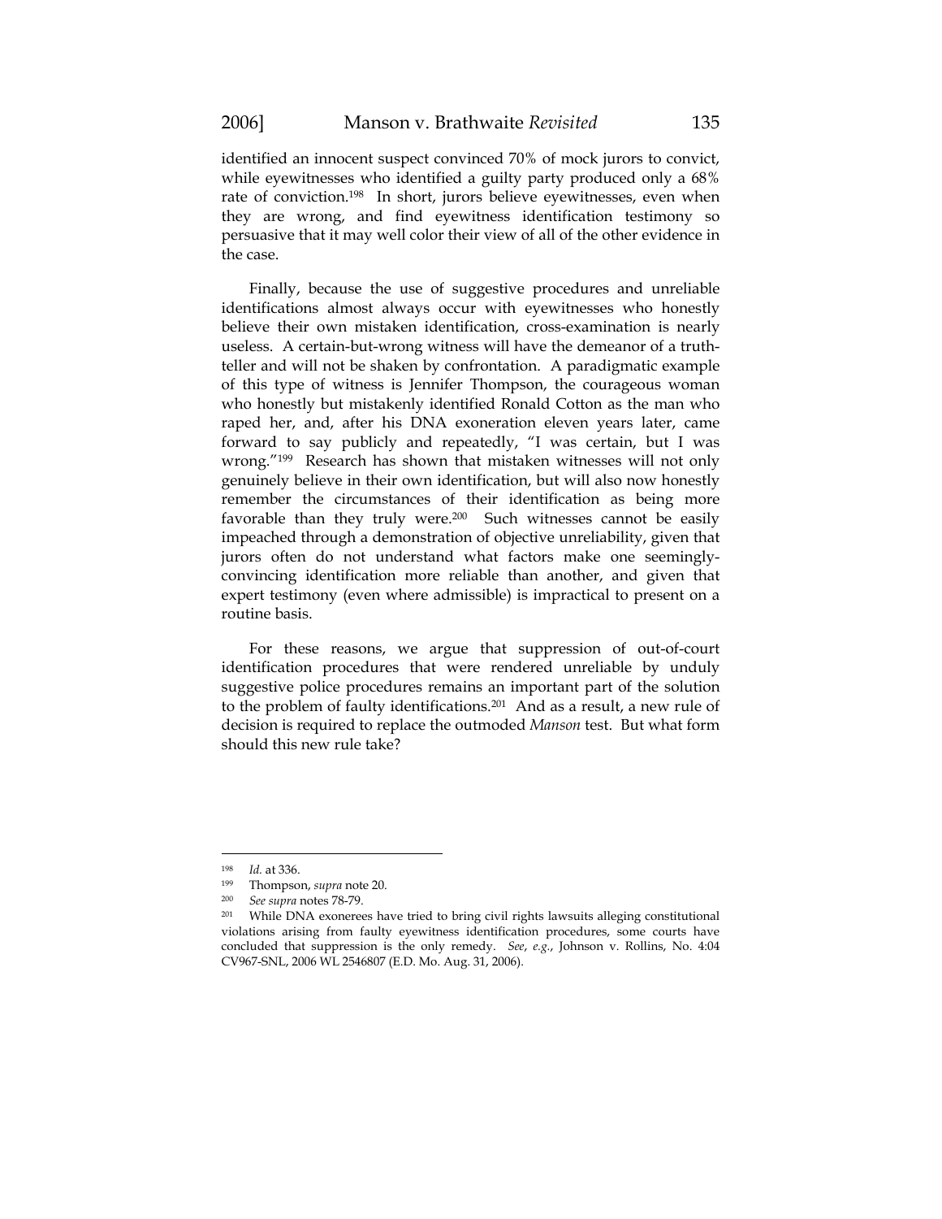identified an innocent suspect convinced 70% of mock jurors to convict, while eyewitnesses who identified a guilty party produced only a 68% rate of conviction.[198] In short, jurors believe eyewitnesses, even when they are wrong, and find eyewitness identification testimony so persuasive that it may well color their view of all of the other evidence in the case.

Finally, because the use of suggestive procedures and unreliable identifications almost always occur with eyewitnesses who honestly believe their own mistaken identification, cross-examination is nearly useless. A certain-but-wrong witness will have the demeanor of a truth-teller and will not be shaken by confrontation. A paradigmatic example of this type of witness is Jennifer Thompson, the courageous woman who honestly but mistakenly identified Ronald Cotton as the man who raped her, and, after his DNA exoneration eleven years later, came forward to say publicly and repeatedly, "I was certain, but I was wrong."[199] Research has shown that mistaken witnesses will not only genuinely believe in their own identification, but will also now honestly remember the circumstances of their identification as being more favorable than they truly were.[200] Such witnesses cannot be easily impeached through a demonstration of objective unreliability, given that jurors often do not understand what factors make one seemingly-convincing identification more reliable than another, and given that expert testimony (even where admissible) is impractical to present on a routine basis.

For these reasons, we argue that suppression of out-of-court identification procedures that were rendered unreliable by unduly suggestive police procedures remains an important part of the solution to the problem of faulty identifications.[201] And as a result, a new rule of decision is required to replace the outmoded *Manson* test. But what form should this new rule take?

---

[198] *Id.* at 336.

[199] Thompson, *supra* note 20.

[200] *See supra* notes 78-79.

[201] While DNA exonerees have tried to bring civil rights lawsuits alleging constitutional violations arising from faulty eyewitness identification procedures, some courts have concluded that suppression is the only remedy. *See, e.g.*, Johnson v. Rollins, No. 4:04 CV967-SNL, 2006 WL 2546807 (E.D. Mo. Aug. 31, 2006).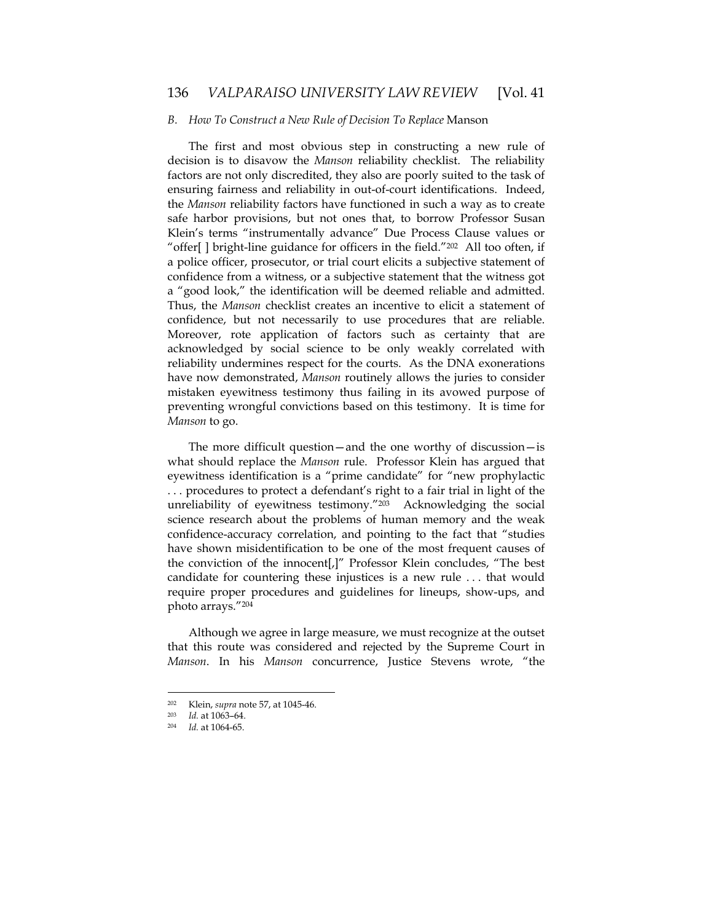### *B. How To Construct a New Rule of Decision To Replace* Manson

The first and most obvious step in constructing a new rule of decision is to disavow the *Manson* reliability checklist. The reliability factors are not only discredited, they also are poorly suited to the task of ensuring fairness and reliability in out-of-court identifications. Indeed, the *Manson* reliability factors have functioned in such a way as to create safe harbor provisions, but not ones that, to borrow Professor Susan Klein's terms "instrumentally advance" Due Process Clause values or "offer[ ] bright-line guidance for officers in the field."[202] All too often, if a police officer, prosecutor, or trial court elicits a subjective statement of confidence from a witness, or a subjective statement that the witness got a "good look," the identification will be deemed reliable and admitted. Thus, the *Manson* checklist creates an incentive to elicit a statement of confidence, but not necessarily to use procedures that are reliable. Moreover, rote application of factors such as certainty that are acknowledged by social science to be only weakly correlated with reliability undermines respect for the courts. As the DNA exonerations have now demonstrated, *Manson* routinely allows the juries to consider mistaken eyewitness testimony thus failing in its avowed purpose of preventing wrongful convictions based on this testimony. It is time for *Manson* to go.

The more difficult question—and the one worthy of discussion—is what should replace the *Manson* rule. Professor Klein has argued that eyewitness identification is a "prime candidate" for "new prophylactic . . . procedures to protect a defendant's right to a fair trial in light of the unreliability of eyewitness testimony."[203] Acknowledging the social science research about the problems of human memory and the weak confidence-accuracy correlation, and pointing to the fact that "studies have shown misidentification to be one of the most frequent causes of the conviction of the innocent[,]" Professor Klein concludes, "The best candidate for countering these injustices is a new rule . . . that would require proper procedures and guidelines for lineups, show-ups, and photo arrays."[204]

Although we agree in large measure, we must recognize at the outset that this route was considered and rejected by the Supreme Court in *Manson*. In his *Manson* concurrence, Justice Stevens wrote, "the

---

[202] Klein, *supra* note 57, at 1045-46.

[203] *Id.* at 1063–64.

[204] *Id.* at 1064-65.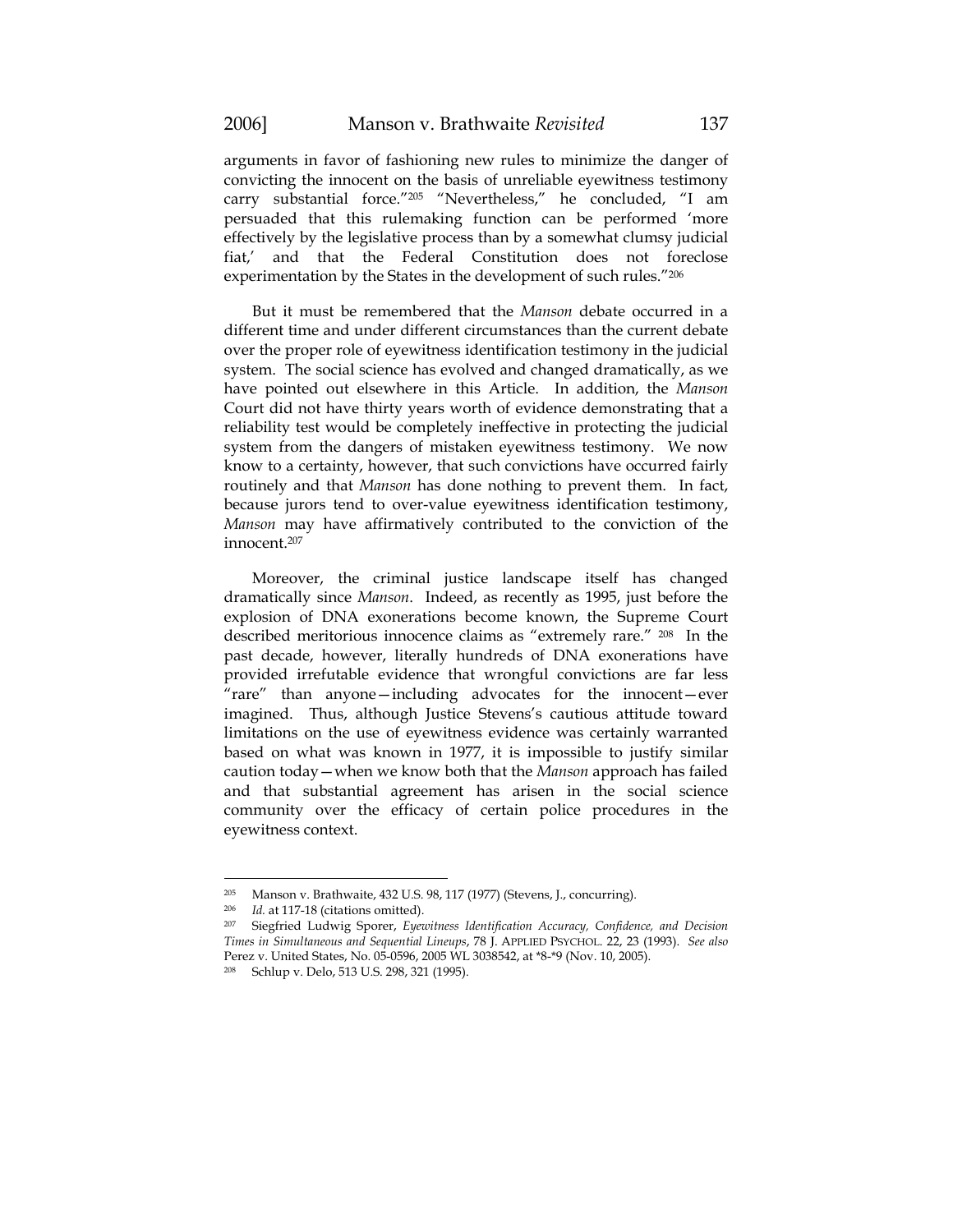arguments in favor of fashioning new rules to minimize the danger of convicting the innocent on the basis of unreliable eyewitness testimony carry substantial force."[205] "Nevertheless," he concluded, "I am persuaded that this rulemaking function can be performed 'more effectively by the legislative process than by a somewhat clumsy judicial fiat,' and that the Federal Constitution does not foreclose experimentation by the States in the development of such rules."[206]

But it must be remembered that the *Manson* debate occurred in a different time and under different circumstances than the current debate over the proper role of eyewitness identification testimony in the judicial system. The social science has evolved and changed dramatically, as we have pointed out elsewhere in this Article. In addition, the *Manson* Court did not have thirty years worth of evidence demonstrating that a reliability test would be completely ineffective in protecting the judicial system from the dangers of mistaken eyewitness testimony. We now know to a certainty, however, that such convictions have occurred fairly routinely and that *Manson* has done nothing to prevent them. In fact, because jurors tend to over-value eyewitness identification testimony, *Manson* may have affirmatively contributed to the conviction of the innocent.[207]

Moreover, the criminal justice landscape itself has changed dramatically since *Manson*. Indeed, as recently as 1995, just before the explosion of DNA exonerations become known, the Supreme Court described meritorious innocence claims as "extremely rare." [208] In the past decade, however, literally hundreds of DNA exonerations have provided irrefutable evidence that wrongful convictions are far less "rare" than anyone—including advocates for the innocent—ever imagined. Thus, although Justice Stevens's cautious attitude toward limitations on the use of eyewitness evidence was certainly warranted based on what was known in 1977, it is impossible to justify similar caution today—when we know both that the *Manson* approach has failed and that substantial agreement has arisen in the social science community over the efficacy of certain police procedures in the eyewitness context.

---

[205] Manson v. Brathwaite, 432 U.S. 98, 117 (1977) (Stevens, J., concurring).

[206] *Id.* at 117-18 (citations omitted).

[207] Siegfried Ludwig Sporer, *Eyewitness Identification Accuracy, Confidence, and Decision Times in Simultaneous and Sequential Lineups*, 78 J. APPLIED PSYCHOL. 22, 23 (1993). *See also* Perez v. United States, No. 05-0596, 2005 WL 3038542, at \*8-\*9 (Nov. 10, 2005).

[208] Schlup v. Delo, 513 U.S. 298, 321 (1995).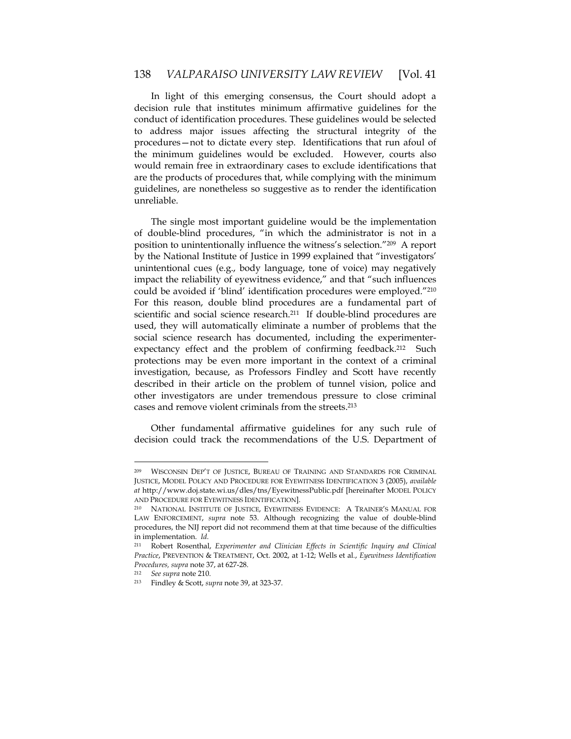In light of this emerging consensus, the Court should adopt a decision rule that institutes minimum affirmative guidelines for the conduct of identification procedures. These guidelines would be selected to address major issues affecting the structural integrity of the procedures—not to dictate every step. Identifications that run afoul of the minimum guidelines would be excluded. However, courts also would remain free in extraordinary cases to exclude identifications that are the products of procedures that, while complying with the minimum guidelines, are nonetheless so suggestive as to render the identification unreliable.

The single most important guideline would be the implementation of double-blind procedures, "in which the administrator is not in a position to unintentionally influence the witness's selection."[209] A report by the National Institute of Justice in 1999 explained that "investigators' unintentional cues (e.g., body language, tone of voice) may negatively impact the reliability of eyewitness evidence," and that "such influences could be avoided if 'blind' identification procedures were employed."[210] For this reason, double blind procedures are a fundamental part of scientific and social science research.[211] If double-blind procedures are used, they will automatically eliminate a number of problems that the social science research has documented, including the experimenter-expectancy effect and the problem of confirming feedback.[212] Such protections may be even more important in the context of a criminal investigation, because, as Professors Findley and Scott have recently described in their article on the problem of tunnel vision, police and other investigators are under tremendous pressure to close criminal cases and remove violent criminals from the streets.[213]

Other fundamental affirmative guidelines for any such rule of decision could track the recommendations of the U.S. Department of

---

[209] WISCONSIN DEP'T OF JUSTICE, BUREAU OF TRAINING AND STANDARDS FOR CRIMINAL JUSTICE, MODEL POLICY AND PROCEDURE FOR EYEWITNESS IDENTIFICATION 3 (2005), *available at* http://www.doj.state.wi.us/dles/tns/EyewitnessPublic.pdf [hereinafter MODEL POLICY AND PROCEDURE FOR EYEWITNESS IDENTIFICATION].

[210] NATIONAL INSTITUTE OF JUSTICE, EYEWITNESS EVIDENCE: A TRAINER'S MANUAL FOR LAW ENFORCEMENT, *supra* note 53. Although recognizing the value of double-blind procedures, the NIJ report did not recommend them at that time because of the difficulties in implementation. *Id.*

[211] Robert Rosenthal, *Experimenter and Clinician Effects in Scientific Inquiry and Clinical Practice*, PREVENTION & TREATMENT, Oct. 2002, at 1-12; Wells et al., *Eyewitness Identification Procedures, supra* note 37, at 627-28.

[212] *See supra* note 210.

[213] Findley & Scott, *supra* note 39, at 323-37.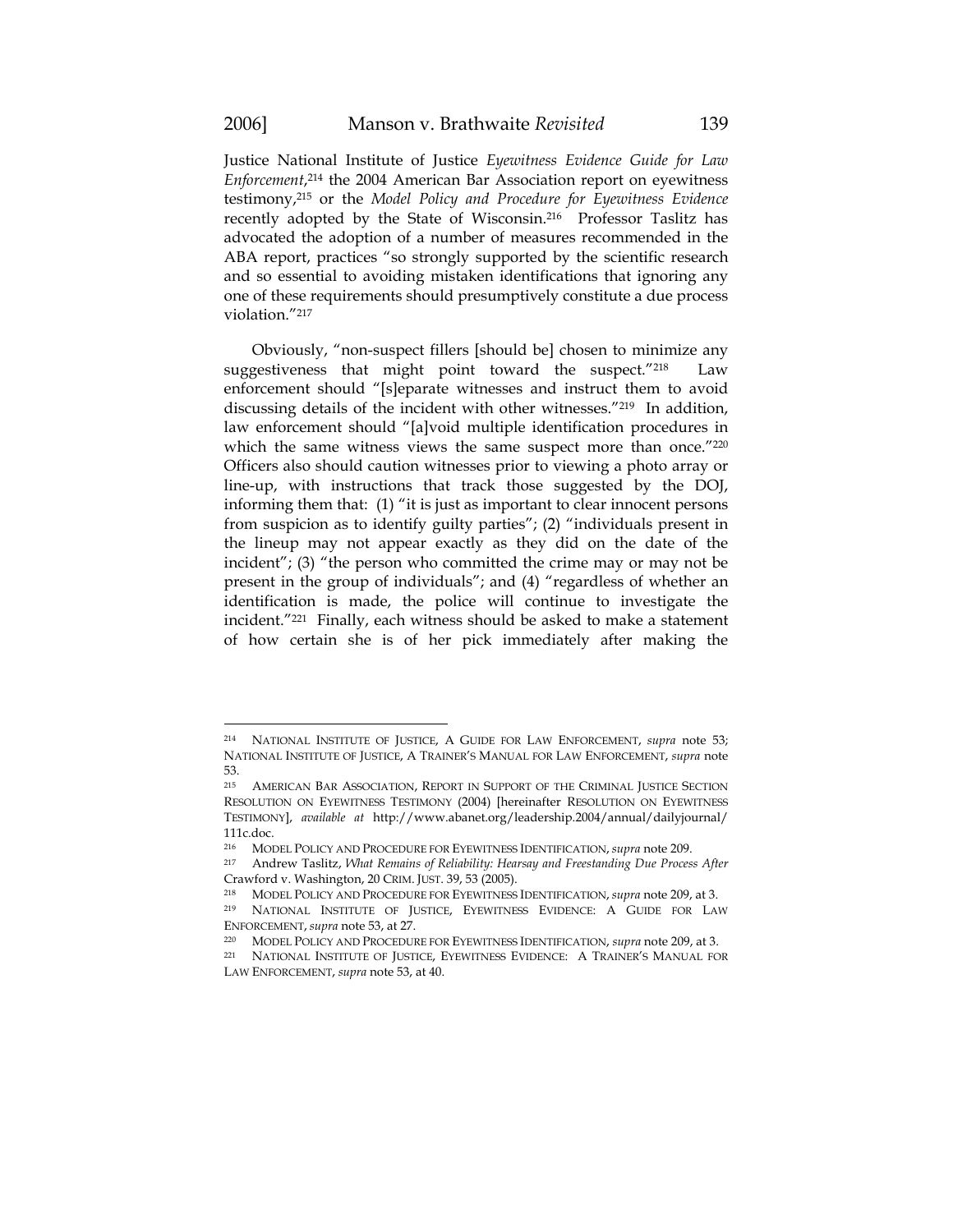Justice National Institute of Justice *Eyewitness Evidence Guide for Law Enforcement*,[214] the 2004 American Bar Association report on eyewitness testimony,[215] or the *Model Policy and Procedure for Eyewitness Evidence* recently adopted by the State of Wisconsin.[216] Professor Taslitz has advocated the adoption of a number of measures recommended in the ABA report, practices "so strongly supported by the scientific research and so essential to avoiding mistaken identifications that ignoring any one of these requirements should presumptively constitute a due process violation."[217]

Obviously, "non-suspect fillers [should be] chosen to minimize any suggestiveness that might point toward the suspect."[218] Law enforcement should "[s]eparate witnesses and instruct them to avoid discussing details of the incident with other witnesses."[219] In addition, law enforcement should "[a]void multiple identification procedures in which the same witness views the same suspect more than once."[220] Officers also should caution witnesses prior to viewing a photo array or line-up, with instructions that track those suggested by the DOJ, informing them that: (1) "it is just as important to clear innocent persons from suspicion as to identify guilty parties"; (2) "individuals present in the lineup may not appear exactly as they did on the date of the incident"; (3) "the person who committed the crime may or may not be present in the group of individuals"; and (4) "regardless of whether an identification is made, the police will continue to investigate the incident."[221] Finally, each witness should be asked to make a statement of how certain she is of her pick immediately after making the

---

[214] NATIONAL INSTITUTE OF JUSTICE, A GUIDE FOR LAW ENFORCEMENT, *supra* note 53; NATIONAL INSTITUTE OF JUSTICE, A TRAINER'S MANUAL FOR LAW ENFORCEMENT, *supra* note 53.

[215] AMERICAN BAR ASSOCIATION, REPORT IN SUPPORT OF THE CRIMINAL JUSTICE SECTION RESOLUTION ON EYEWITNESS TESTIMONY (2004) [hereinafter RESOLUTION ON EYEWITNESS TESTIMONY], *available at* http://www.abanet.org/leadership.2004/annual/dailyjournal/111c.doc.

[216] MODEL POLICY AND PROCEDURE FOR EYEWITNESS IDENTIFICATION, *supra* note 209.

[217] Andrew Taslitz, *What Remains of Reliability: Hearsay and Freestanding Due Process After* Crawford v. Washington, 20 CRIM. JUST. 39, 53 (2005).

[218] MODEL POLICY AND PROCEDURE FOR EYEWITNESS IDENTIFICATION, *supra* note 209, at 3.

[219] NATIONAL INSTITUTE OF JUSTICE, EYEWITNESS EVIDENCE: A GUIDE FOR LAW ENFORCEMENT, *supra* note 53, at 27.

[220] MODEL POLICY AND PROCEDURE FOR EYEWITNESS IDENTIFICATION, *supra* note 209, at 3.

[221] NATIONAL INSTITUTE OF JUSTICE, EYEWITNESS EVIDENCE: A TRAINER'S MANUAL FOR LAW ENFORCEMENT, *supra* note 53, at 40.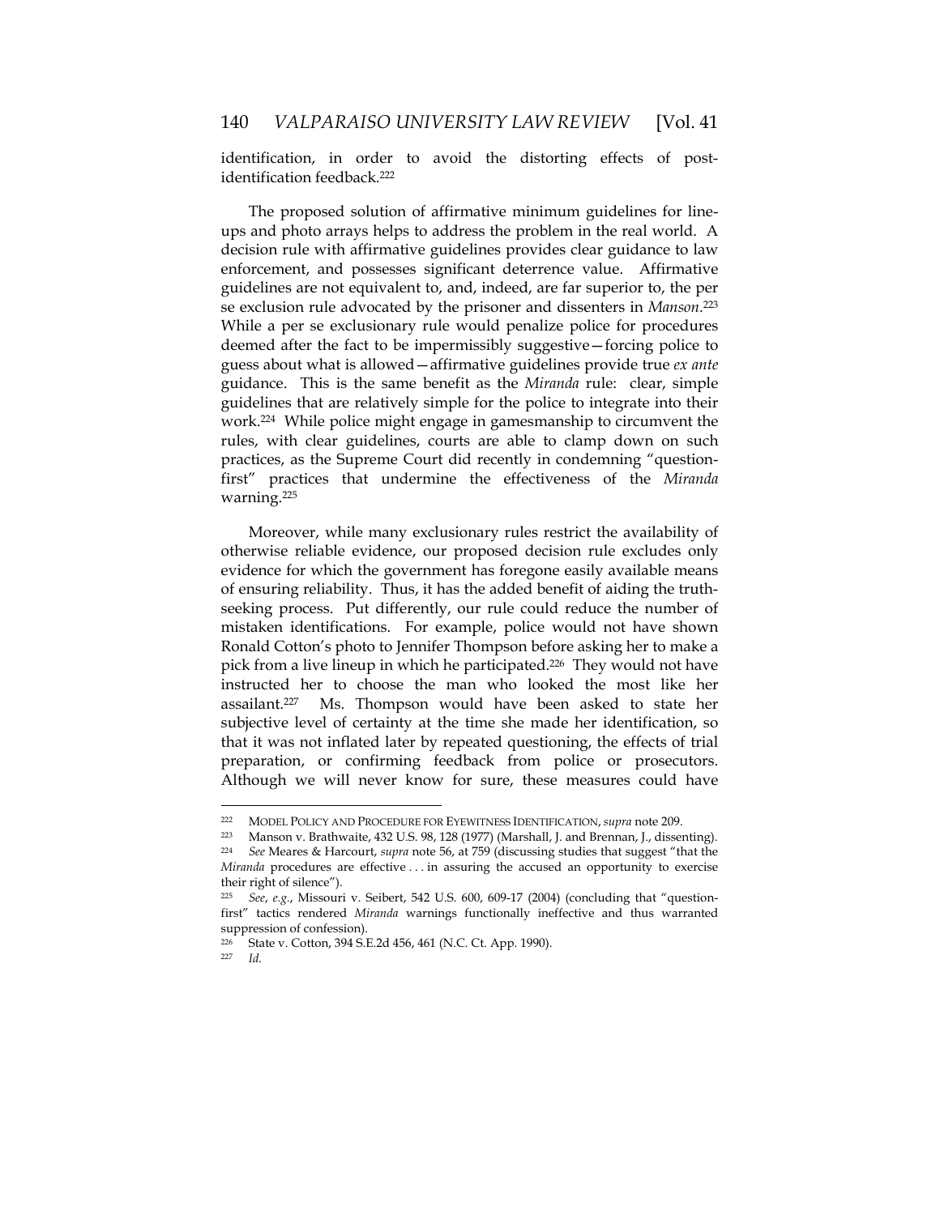identification, in order to avoid the distorting effects of post-identification feedback.[222]

The proposed solution of affirmative minimum guidelines for line-ups and photo arrays helps to address the problem in the real world. A decision rule with affirmative guidelines provides clear guidance to law enforcement, and possesses significant deterrence value. Affirmative guidelines are not equivalent to, and, indeed, are far superior to, the per se exclusion rule advocated by the prisoner and dissenters in *Manson*.[223] While a per se exclusionary rule would penalize police for procedures deemed after the fact to be impermissibly suggestive—forcing police to guess about what is allowed—affirmative guidelines provide true *ex ante* guidance. This is the same benefit as the *Miranda* rule: clear, simple guidelines that are relatively simple for the police to integrate into their work.[224] While police might engage in gamesmanship to circumvent the rules, with clear guidelines, courts are able to clamp down on such practices, as the Supreme Court did recently in condemning "question-first" practices that undermine the effectiveness of the *Miranda* warning.[225]

Moreover, while many exclusionary rules restrict the availability of otherwise reliable evidence, our proposed decision rule excludes only evidence for which the government has foregone easily available means of ensuring reliability. Thus, it has the added benefit of aiding the truth-seeking process. Put differently, our rule could reduce the number of mistaken identifications. For example, police would not have shown Ronald Cotton's photo to Jennifer Thompson before asking her to make a pick from a live lineup in which he participated.[226] They would not have instructed her to choose the man who looked the most like her assailant.[227] Ms. Thompson would have been asked to state her subjective level of certainty at the time she made her identification, so that it was not inflated later by repeated questioning, the effects of trial preparation, or confirming feedback from police or prosecutors. Although we will never know for sure, these measures could have

---

[222] MODEL POLICY AND PROCEDURE FOR EYEWITNESS IDENTIFICATION, *supra* note 209.

[223] Manson v. Brathwaite, 432 U.S. 98, 128 (1977) (Marshall, J. and Brennan, J., dissenting).

[224] *See* Meares & Harcourt, *supra* note 56, at 759 (discussing studies that suggest "that the *Miranda* procedures are effective . . . in assuring the accused an opportunity to exercise their right of silence").

[225] *See, e.g.*, Missouri v. Seibert, 542 U.S. 600, 609-17 (2004) (concluding that "question-first" tactics rendered *Miranda* warnings functionally ineffective and thus warranted suppression of confession).

[226] State v. Cotton, 394 S.E.2d 456, 461 (N.C. Ct. App. 1990).

[227] *Id.*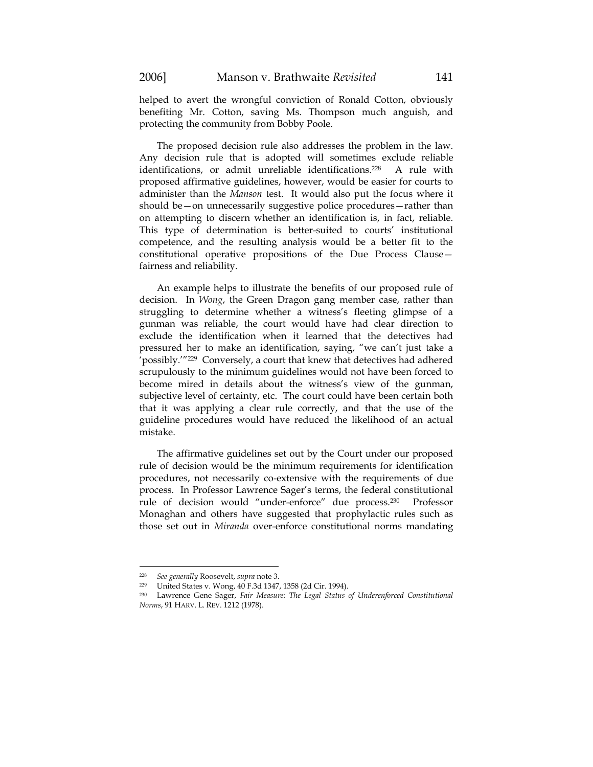helped to avert the wrongful conviction of Ronald Cotton, obviously benefiting Mr. Cotton, saving Ms. Thompson much anguish, and protecting the community from Bobby Poole.

The proposed decision rule also addresses the problem in the law. Any decision rule that is adopted will sometimes exclude reliable identifications, or admit unreliable identifications.[228] A rule with proposed affirmative guidelines, however, would be easier for courts to administer than the *Manson* test. It would also put the focus where it should be—on unnecessarily suggestive police procedures—rather than on attempting to discern whether an identification is, in fact, reliable. This type of determination is better-suited to courts' institutional competence, and the resulting analysis would be a better fit to the constitutional operative propositions of the Due Process Clause—fairness and reliability.

An example helps to illustrate the benefits of our proposed rule of decision. In *Wong*, the Green Dragon gang member case, rather than struggling to determine whether a witness's fleeting glimpse of a gunman was reliable, the court would have had clear direction to exclude the identification when it learned that the detectives had pressured her to make an identification, saying, "we can't just take a 'possibly.'"[229] Conversely, a court that knew that detectives had adhered scrupulously to the minimum guidelines would not have been forced to become mired in details about the witness's view of the gunman, subjective level of certainty, etc. The court could have been certain both that it was applying a clear rule correctly, and that the use of the guideline procedures would have reduced the likelihood of an actual mistake.

The affirmative guidelines set out by the Court under our proposed rule of decision would be the minimum requirements for identification procedures, not necessarily co-extensive with the requirements of due process. In Professor Lawrence Sager's terms, the federal constitutional rule of decision would "under-enforce" due process.[230] Professor Monaghan and others have suggested that prophylactic rules such as those set out in *Miranda* over-enforce constitutional norms mandating

---

[228] *See generally* Roosevelt, *supra* note 3.

[229] United States v. Wong, 40 F.3d 1347, 1358 (2d Cir. 1994).

[230] Lawrence Gene Sager, *Fair Measure: The Legal Status of Underenforced Constitutional Norms*, 91 HARV. L. REV. 1212 (1978).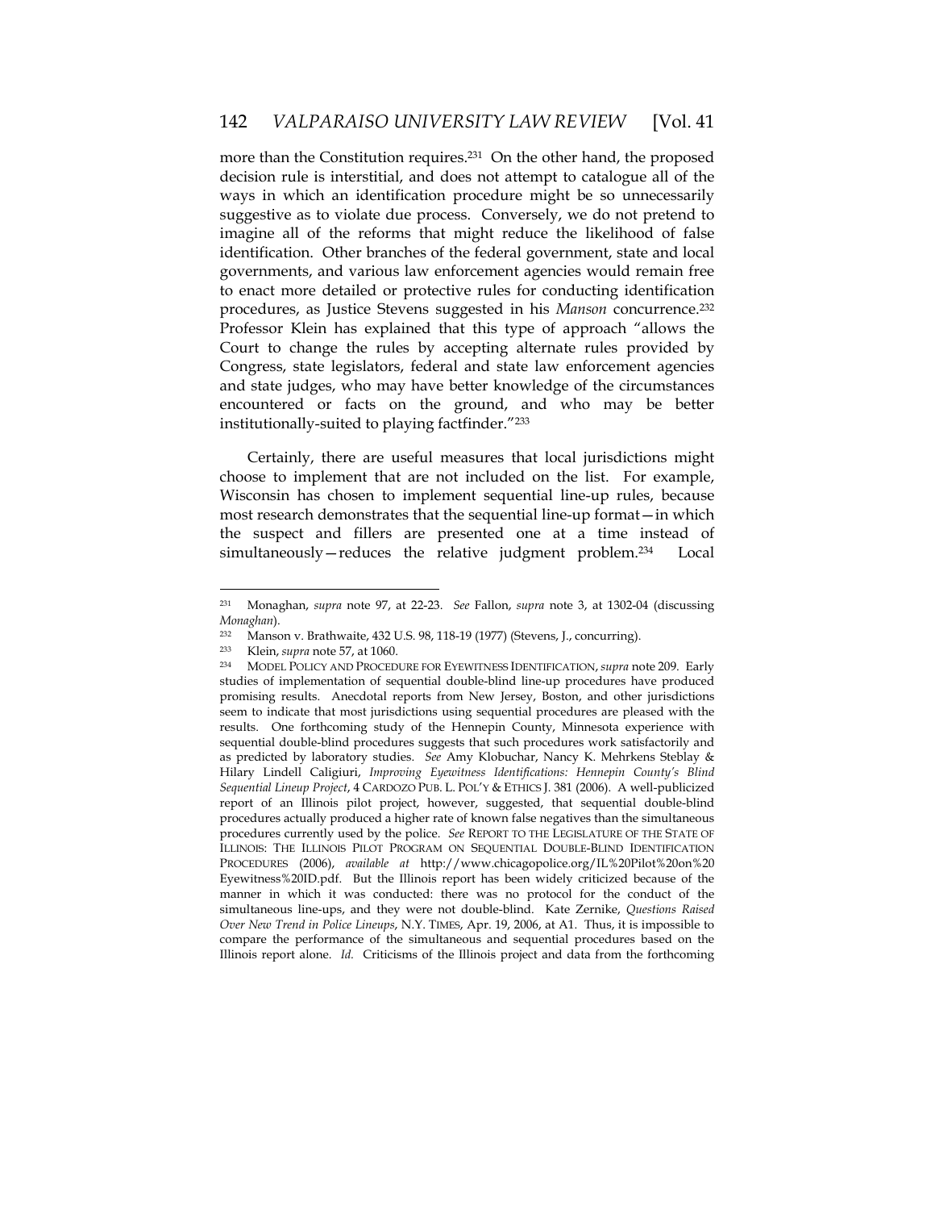more than the Constitution requires.[231] On the other hand, the proposed decision rule is interstitial, and does not attempt to catalogue all of the ways in which an identification procedure might be so unnecessarily suggestive as to violate due process. Conversely, we do not pretend to imagine all of the reforms that might reduce the likelihood of false identification. Other branches of the federal government, state and local governments, and various law enforcement agencies would remain free to enact more detailed or protective rules for conducting identification procedures, as Justice Stevens suggested in his *Manson* concurrence.[232] Professor Klein has explained that this type of approach "allows the Court to change the rules by accepting alternate rules provided by Congress, state legislators, federal and state law enforcement agencies and state judges, who may have better knowledge of the circumstances encountered or facts on the ground, and who may be better institutionally-suited to playing factfinder."[233]

Certainly, there are useful measures that local jurisdictions might choose to implement that are not included on the list. For example, Wisconsin has chosen to implement sequential line-up rules, because most research demonstrates that the sequential line-up format—in which the suspect and fillers are presented one at a time instead of simultaneously—reduces the relative judgment problem.[234] Local

---

[231] Monaghan, *supra* note 97, at 22-23. *See* Fallon, *supra* note 3, at 1302-04 (discussing *Monaghan*).

[232] Manson v. Brathwaite, 432 U.S. 98, 118-19 (1977) (Stevens, J., concurring).

[233] Klein, *supra* note 57, at 1060.

[234] MODEL POLICY AND PROCEDURE FOR EYEWITNESS IDENTIFICATION, *supra* note 209. Early studies of implementation of sequential double-blind line-up procedures have produced promising results. Anecdotal reports from New Jersey, Boston, and other jurisdictions seem to indicate that most jurisdictions using sequential procedures are pleased with the results. One forthcoming study of the Hennepin County, Minnesota experience with sequential double-blind procedures suggests that such procedures work satisfactorily and as predicted by laboratory studies. *See* Amy Klobuchar, Nancy K. Mehrkens Steblay & Hilary Lindell Caligiuri, *Improving Eyewitness Identifications: Hennepin County's Blind Sequential Lineup Project*, 4 CARDOZO PUB. L. POL'Y & ETHICS J. 381 (2006). A well-publicized report of an Illinois pilot project, however, suggested, that sequential double-blind procedures actually produced a higher rate of known false negatives than the simultaneous procedures currently used by the police. *See* REPORT TO THE LEGISLATURE OF THE STATE OF ILLINOIS: THE ILLINOIS PILOT PROGRAM ON SEQUENTIAL DOUBLE-BLIND IDENTIFICATION PROCEDURES (2006), *available at* http://www.chicagopolice.org/IL%20Pilot%20on%20 Eyewitness%20ID.pdf. But the Illinois report has been widely criticized because of the manner in which it was conducted: there was no protocol for the conduct of the simultaneous line-ups, and they were not double-blind. Kate Zernike, *Questions Raised Over New Trend in Police Lineups*, N.Y. TIMES, Apr. 19, 2006, at A1. Thus, it is impossible to compare the performance of the simultaneous and sequential procedures based on the Illinois report alone. *Id.* Criticisms of the Illinois project and data from the forthcoming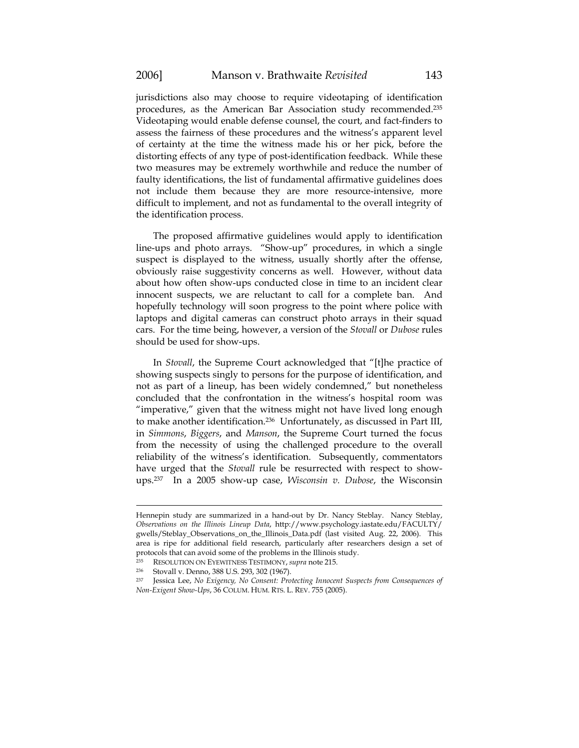jurisdictions also may choose to require videotaping of identification procedures, as the American Bar Association study recommended.[235] Videotaping would enable defense counsel, the court, and fact-finders to assess the fairness of these procedures and the witness's apparent level of certainty at the time the witness made his or her pick, before the distorting effects of any type of post-identification feedback. While these two measures may be extremely worthwhile and reduce the number of faulty identifications, the list of fundamental affirmative guidelines does not include them because they are more resource-intensive, more difficult to implement, and not as fundamental to the overall integrity of the identification process.

The proposed affirmative guidelines would apply to identification line-ups and photo arrays. "Show-up" procedures, in which a single suspect is displayed to the witness, usually shortly after the offense, obviously raise suggestivity concerns as well. However, without data about how often show-ups conducted close in time to an incident clear innocent suspects, we are reluctant to call for a complete ban. And hopefully technology will soon progress to the point where police with laptops and digital cameras can construct photo arrays in their squad cars. For the time being, however, a version of the *Stovall* or *Dubose* rules should be used for show-ups.

In *Stovall*, the Supreme Court acknowledged that "[t]he practice of showing suspects singly to persons for the purpose of identification, and not as part of a lineup, has been widely condemned," but nonetheless concluded that the confrontation in the witness's hospital room was "imperative," given that the witness might not have lived long enough to make another identification.[236] Unfortunately, as discussed in Part III, in *Simmons*, *Biggers*, and *Manson*, the Supreme Court turned the focus from the necessity of using the challenged procedure to the overall reliability of the witness's identification. Subsequently, commentators have urged that the *Stovall* rule be resurrected with respect to show-ups.[237] In a 2005 show-up case, *Wisconsin v. Dubose*, the Wisconsin

---

Hennepin study are summarized in a hand-out by Dr. Nancy Steblay. Nancy Steblay, *Observations on the Illinois Lineup Data*, http://www.psychology.iastate.edu/FACULTY/gwells/Steblay_Observations_on_the_Illinois_Data.pdf (last visited Aug. 22, 2006). This area is ripe for additional field research, particularly after researchers design a set of protocols that can avoid some of the problems in the Illinois study.

[235] RESOLUTION ON EYEWITNESS TESTIMONY, *supra* note 215.

[236] Stovall v. Denno, 388 U.S. 293, 302 (1967).

[237] Jessica Lee, *No Exigency, No Consent: Protecting Innocent Suspects from Consequences of Non-Exigent Show-Ups*, 36 COLUM. HUM. RTS. L. REV. 755 (2005).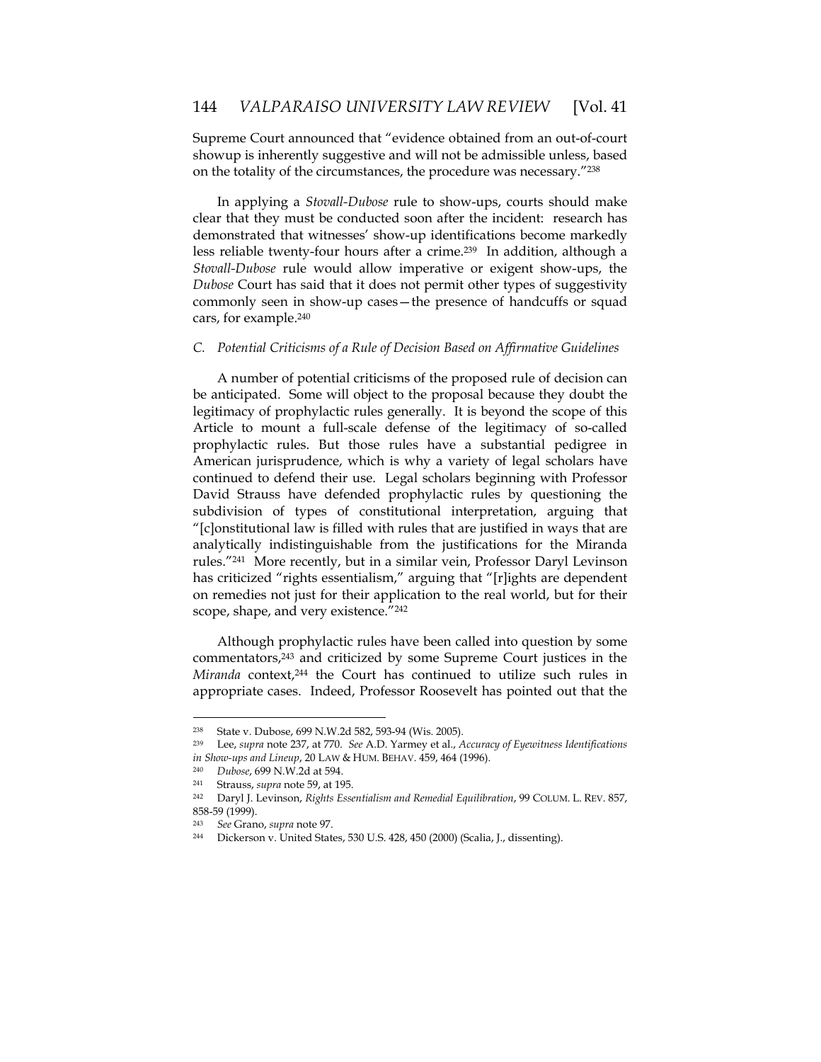Supreme Court announced that "evidence obtained from an out-of-court showup is inherently suggestive and will not be admissible unless, based on the totality of the circumstances, the procedure was necessary."[238]

In applying a *Stovall-Dubose* rule to show-ups, courts should make clear that they must be conducted soon after the incident: research has demonstrated that witnesses' show-up identifications become markedly less reliable twenty-four hours after a crime.[239] In addition, although a *Stovall-Dubose* rule would allow imperative or exigent show-ups, the *Dubose* Court has said that it does not permit other types of suggestivity commonly seen in show-up cases—the presence of handcuffs or squad cars, for example.[240]

### *C. Potential Criticisms of a Rule of Decision Based on Affirmative Guidelines*

A number of potential criticisms of the proposed rule of decision can be anticipated. Some will object to the proposal because they doubt the legitimacy of prophylactic rules generally. It is beyond the scope of this Article to mount a full-scale defense of the legitimacy of so-called prophylactic rules. But those rules have a substantial pedigree in American jurisprudence, which is why a variety of legal scholars have continued to defend their use. Legal scholars beginning with Professor David Strauss have defended prophylactic rules by questioning the subdivision of types of constitutional interpretation, arguing that "[c]onstitutional law is filled with rules that are justified in ways that are analytically indistinguishable from the justifications for the Miranda rules."[241] More recently, but in a similar vein, Professor Daryl Levinson has criticized "rights essentialism," arguing that "[r]ights are dependent on remedies not just for their application to the real world, but for their scope, shape, and very existence."[242]

Although prophylactic rules have been called into question by some commentators,[243] and criticized by some Supreme Court justices in the *Miranda* context,[244] the Court has continued to utilize such rules in appropriate cases. Indeed, Professor Roosevelt has pointed out that the

---

[238] State v. Dubose, 699 N.W.2d 582, 593-94 (Wis. 2005).

[239] Lee, *supra* note 237, at 770. *See* A.D. Yarmey et al., *Accuracy of Eyewitness Identifications in Show-ups and Lineup*, 20 LAW & HUM. BEHAV. 459, 464 (1996).

[240] *Dubose*, 699 N.W.2d at 594.

[241] Strauss, *supra* note 59, at 195.

[242] Daryl J. Levinson, *Rights Essentialism and Remedial Equilibration*, 99 COLUM. L. REV. 857, 858-59 (1999).

[243] *See* Grano, *supra* note 97.

[244] Dickerson v. United States, 530 U.S. 428, 450 (2000) (Scalia, J., dissenting).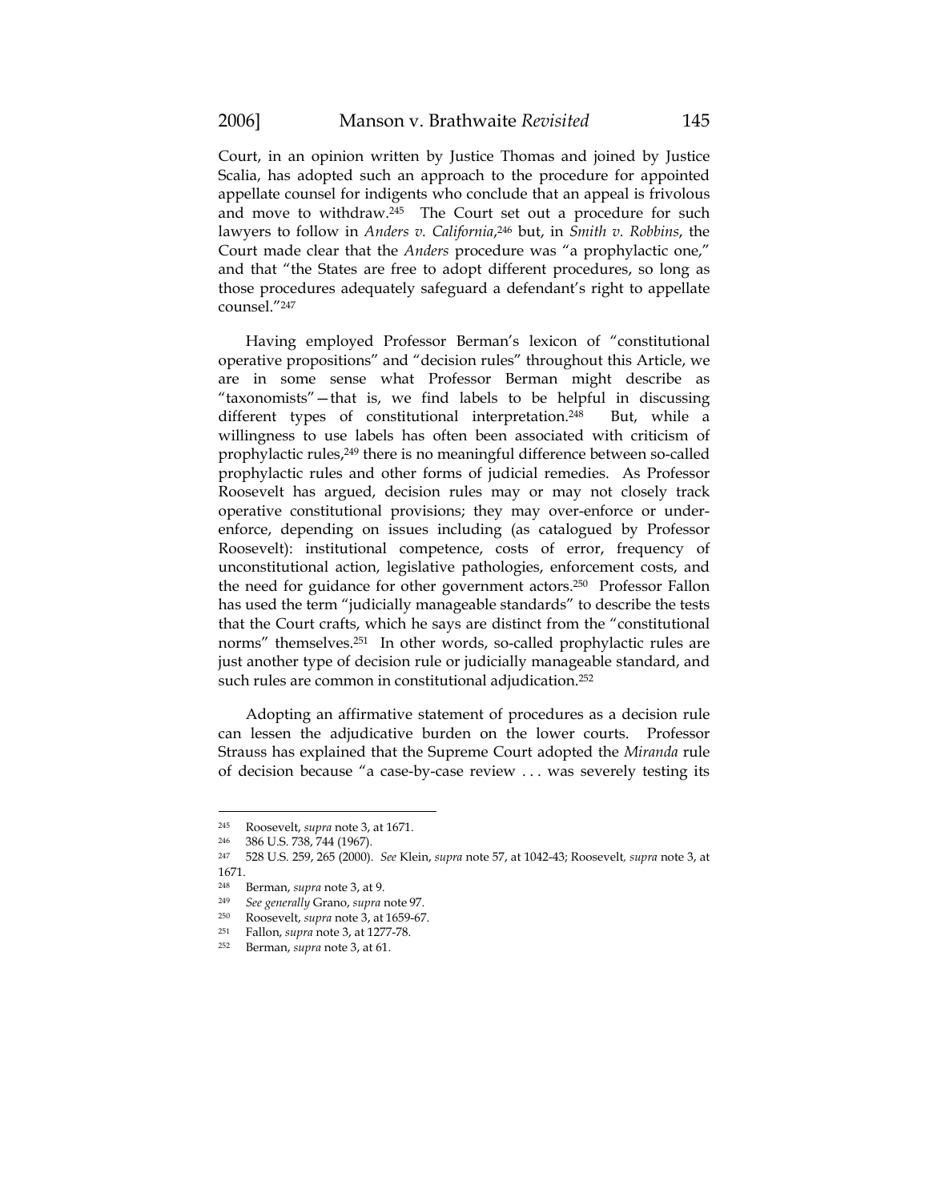Court, in an opinion written by Justice Thomas and joined by Justice Scalia, has adopted such an approach to the procedure for appointed appellate counsel for indigents who conclude that an appeal is frivolous and move to withdraw.[245] The Court set out a procedure for such lawyers to follow in *Anders v. California*,[246] but, in *Smith v. Robbins*, the Court made clear that the *Anders* procedure was "a prophylactic one," and that "the States are free to adopt different procedures, so long as those procedures adequately safeguard a defendant's right to appellate counsel."[247]

Having employed Professor Berman's lexicon of "constitutional operative propositions" and "decision rules" throughout this Article, we are in some sense what Professor Berman might describe as "taxonomists"—that is, we find labels to be helpful in discussing different types of constitutional interpretation.[248] But, while a willingness to use labels has often been associated with criticism of prophylactic rules,[249] there is no meaningful difference between so-called prophylactic rules and other forms of judicial remedies. As Professor Roosevelt has argued, decision rules may or may not closely track operative constitutional provisions; they may over-enforce or under-enforce, depending on issues including (as catalogued by Professor Roosevelt): institutional competence, costs of error, frequency of unconstitutional action, legislative pathologies, enforcement costs, and the need for guidance for other government actors.[250] Professor Fallon has used the term "judicially manageable standards" to describe the tests that the Court crafts, which he says are distinct from the "constitutional norms" themselves.[251] In other words, so-called prophylactic rules are just another type of decision rule or judicially manageable standard, and such rules are common in constitutional adjudication.[252]

Adopting an affirmative statement of procedures as a decision rule can lessen the adjudicative burden on the lower courts. Professor Strauss has explained that the Supreme Court adopted the *Miranda* rule of decision because "a case-by-case review . . . was severely testing its

---

[245] Roosevelt, *supra* note 3, at 1671.

[246] 386 U.S. 738, 744 (1967).

[247] 528 U.S. 259, 265 (2000). *See* Klein, *supra* note 57, at 1042-43; Roosevelt, *supra* note 3, at 1671.

[248] Berman, *supra* note 3, at 9.

[249] *See generally* Grano, *supra* note 97.

[250] Roosevelt, *supra* note 3, at 1659-67.

[251] Fallon, *supra* note 3, at 1277-78.

[252] Berman, *supra* note 3, at 61.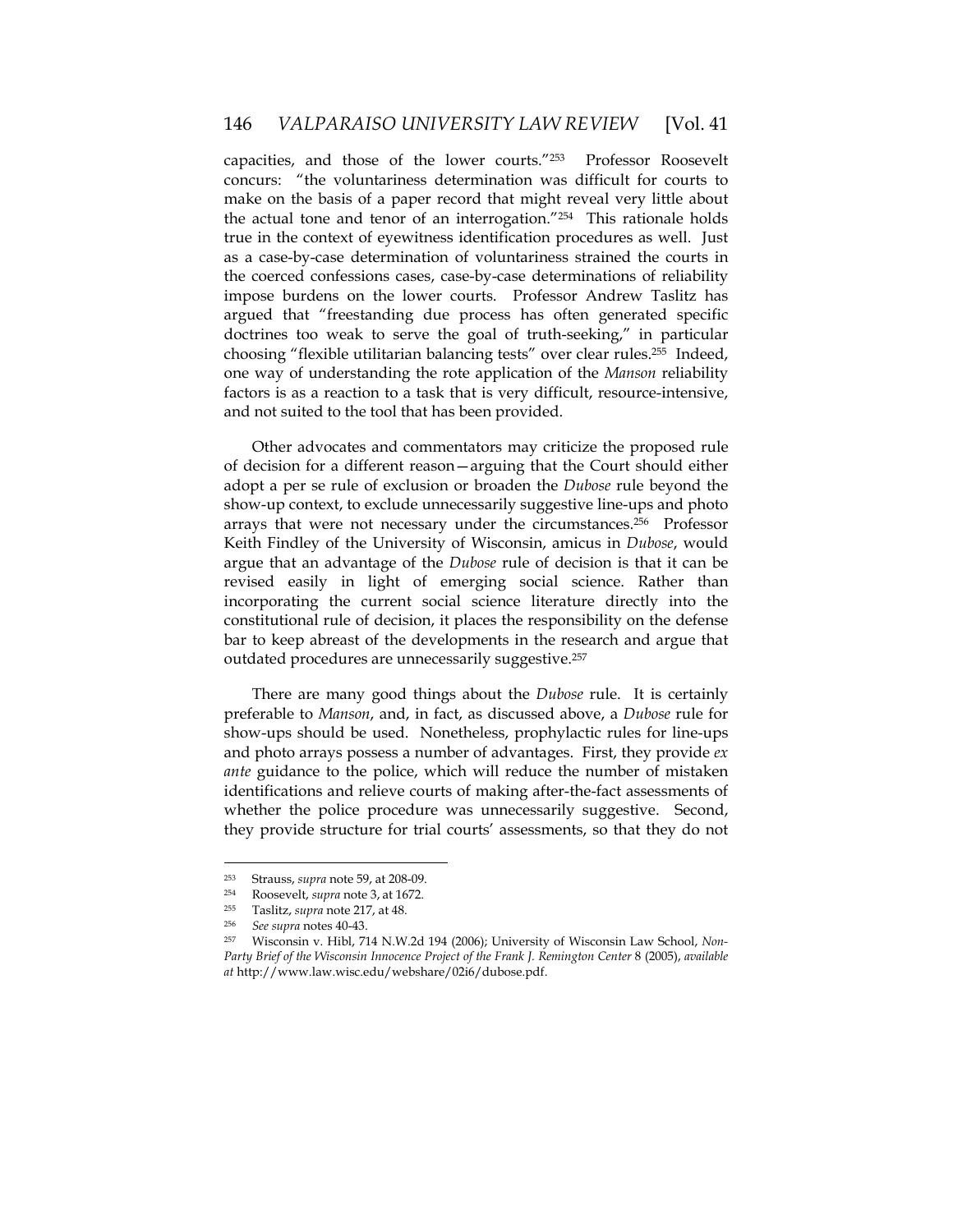capacities, and those of the lower courts."[253] Professor Roosevelt concurs: "the voluntariness determination was difficult for courts to make on the basis of a paper record that might reveal very little about the actual tone and tenor of an interrogation."[254] This rationale holds true in the context of eyewitness identification procedures as well. Just as a case-by-case determination of voluntariness strained the courts in the coerced confessions cases, case-by-case determinations of reliability impose burdens on the lower courts. Professor Andrew Taslitz has argued that "freestanding due process has often generated specific doctrines too weak to serve the goal of truth-seeking," in particular choosing "flexible utilitarian balancing tests" over clear rules.[255] Indeed, one way of understanding the rote application of the *Manson* reliability factors is as a reaction to a task that is very difficult, resource-intensive, and not suited to the tool that has been provided.

Other advocates and commentators may criticize the proposed rule of decision for a different reason—arguing that the Court should either adopt a per se rule of exclusion or broaden the *Dubose* rule beyond the show-up context, to exclude unnecessarily suggestive line-ups and photo arrays that were not necessary under the circumstances.[256] Professor Keith Findley of the University of Wisconsin, amicus in *Dubose*, would argue that an advantage of the *Dubose* rule of decision is that it can be revised easily in light of emerging social science. Rather than incorporating the current social science literature directly into the constitutional rule of decision, it places the responsibility on the defense bar to keep abreast of the developments in the research and argue that outdated procedures are unnecessarily suggestive.[257]

There are many good things about the *Dubose* rule. It is certainly preferable to *Manson*, and, in fact, as discussed above, a *Dubose* rule for show-ups should be used. Nonetheless, prophylactic rules for line-ups and photo arrays possess a number of advantages. First, they provide *ex ante* guidance to the police, which will reduce the number of mistaken identifications and relieve courts of making after-the-fact assessments of whether the police procedure was unnecessarily suggestive. Second, they provide structure for trial courts' assessments, so that they do not

---

[253] Strauss, *supra* note 59, at 208-09.

[254] Roosevelt, *supra* note 3, at 1672.

[255] Taslitz, *supra* note 217, at 48.

[256] *See supra* notes 40-43.

[257] Wisconsin v. Hibl, 714 N.W.2d 194 (2006); University of Wisconsin Law School, *Non-Party Brief of the Wisconsin Innocence Project of the Frank J. Remington Center* 8 (2005), *available at* http://www.law.wisc.edu/webshare/02i6/dubose.pdf.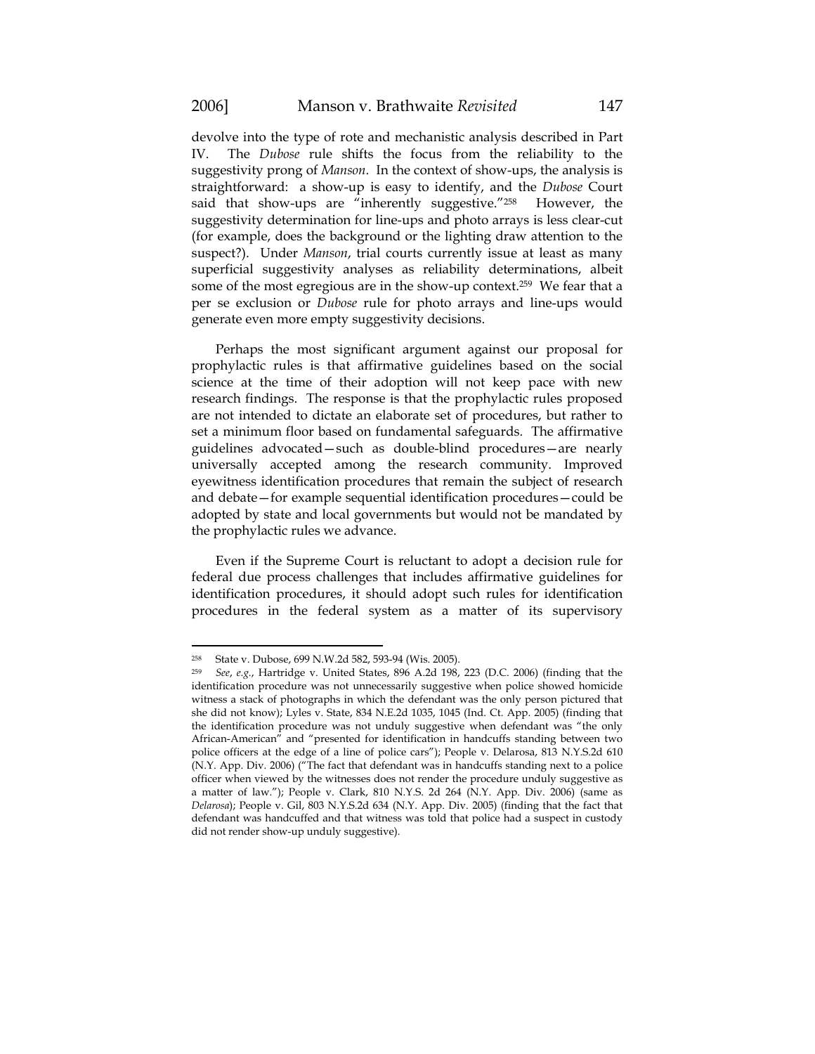devolve into the type of rote and mechanistic analysis described in Part IV. The *Dubose* rule shifts the focus from the reliability to the suggestivity prong of *Manson*. In the context of show-ups, the analysis is straightforward: a show-up is easy to identify, and the *Dubose* Court said that show-ups are "inherently suggestive."[258] However, the suggestivity determination for line-ups and photo arrays is less clear-cut (for example, does the background or the lighting draw attention to the suspect?). Under *Manson*, trial courts currently issue at least as many superficial suggestivity analyses as reliability determinations, albeit some of the most egregious are in the show-up context.[259] We fear that a per se exclusion or *Dubose* rule for photo arrays and line-ups would generate even more empty suggestivity decisions.

Perhaps the most significant argument against our proposal for prophylactic rules is that affirmative guidelines based on the social science at the time of their adoption will not keep pace with new research findings. The response is that the prophylactic rules proposed are not intended to dictate an elaborate set of procedures, but rather to set a minimum floor based on fundamental safeguards. The affirmative guidelines advocated—such as double-blind procedures—are nearly universally accepted among the research community. Improved eyewitness identification procedures that remain the subject of research and debate—for example sequential identification procedures—could be adopted by state and local governments but would not be mandated by the prophylactic rules we advance.

Even if the Supreme Court is reluctant to adopt a decision rule for federal due process challenges that includes affirmative guidelines for identification procedures, it should adopt such rules for identification procedures in the federal system as a matter of its supervisory

---

[258] State v. Dubose, 699 N.W.2d 582, 593-94 (Wis. 2005).

[259] *See*, *e.g.*, Hartridge v. United States, 896 A.2d 198, 223 (D.C. 2006) (finding that the identification procedure was not unnecessarily suggestive when police showed homicide witness a stack of photographs in which the defendant was the only person pictured that she did not know); Lyles v. State, 834 N.E.2d 1035, 1045 (Ind. Ct. App. 2005) (finding that the identification procedure was not unduly suggestive when defendant was "the only African-American" and "presented for identification in handcuffs standing between two police officers at the edge of a line of police cars"); People v. Delarosa, 813 N.Y.S.2d 610 (N.Y. App. Div. 2006) ("The fact that defendant was in handcuffs standing next to a police officer when viewed by the witnesses does not render the procedure unduly suggestive as a matter of law."); People v. Clark, 810 N.Y.S. 2d 264 (N.Y. App. Div. 2006) (same as *Delarosa*); People v. Gil, 803 N.Y.S.2d 634 (N.Y. App. Div. 2005) (finding that the fact that defendant was handcuffed and that witness was told that police had a suspect in custody did not render show-up unduly suggestive).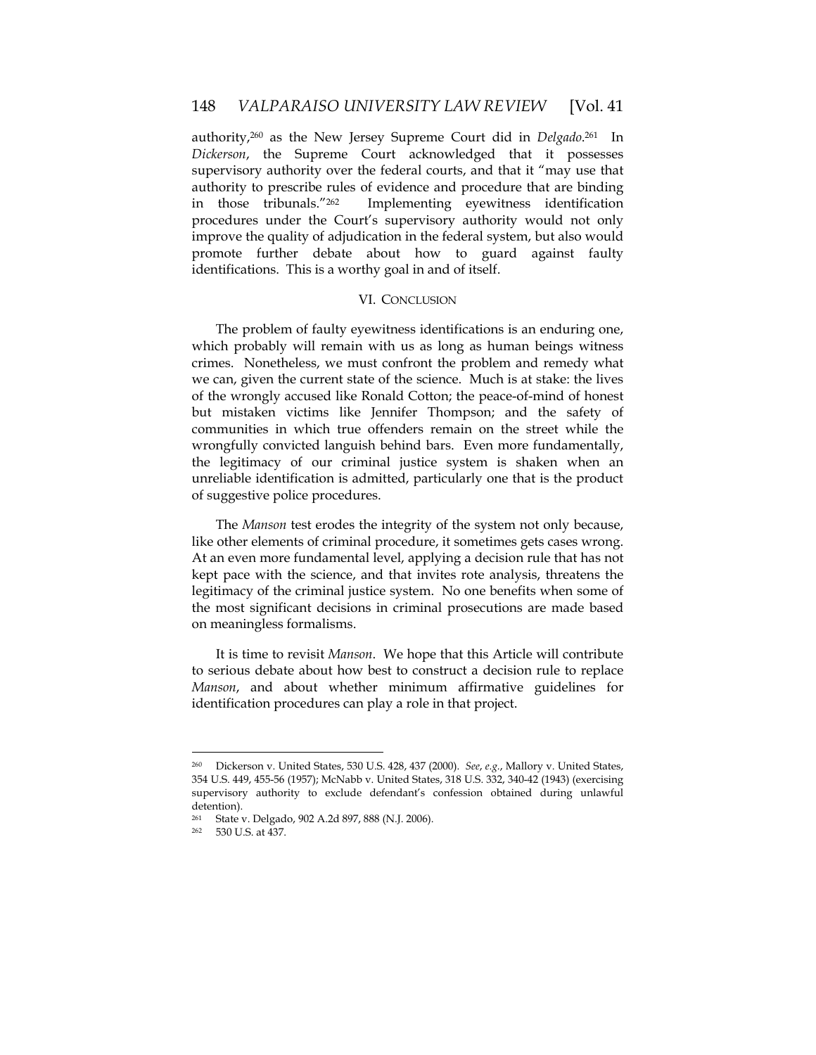authority,[260] as the New Jersey Supreme Court did in *Delgado*.[261] In *Dickerson*, the Supreme Court acknowledged that it possesses supervisory authority over the federal courts, and that it "may use that authority to prescribe rules of evidence and procedure that are binding in those tribunals."[262] Implementing eyewitness identification procedures under the Court's supervisory authority would not only improve the quality of adjudication in the federal system, but also would promote further debate about how to guard against faulty identifications. This is a worthy goal in and of itself.

## VI. CONCLUSION

The problem of faulty eyewitness identifications is an enduring one, which probably will remain with us as long as human beings witness crimes. Nonetheless, we must confront the problem and remedy what we can, given the current state of the science. Much is at stake: the lives of the wrongly accused like Ronald Cotton; the peace-of-mind of honest but mistaken victims like Jennifer Thompson; and the safety of communities in which true offenders remain on the street while the wrongfully convicted languish behind bars. Even more fundamentally, the legitimacy of our criminal justice system is shaken when an unreliable identification is admitted, particularly one that is the product of suggestive police procedures.

The *Manson* test erodes the integrity of the system not only because, like other elements of criminal procedure, it sometimes gets cases wrong. At an even more fundamental level, applying a decision rule that has not kept pace with the science, and that invites rote analysis, threatens the legitimacy of the criminal justice system. No one benefits when some of the most significant decisions in criminal prosecutions are made based on meaningless formalisms.

It is time to revisit *Manson*. We hope that this Article will contribute to serious debate about how best to construct a decision rule to replace *Manson*, and about whether minimum affirmative guidelines for identification procedures can play a role in that project.

---

[260] Dickerson v. United States, 530 U.S. 428, 437 (2000). *See*, *e.g.*, Mallory v. United States, 354 U.S. 449, 455-56 (1957); McNabb v. United States, 318 U.S. 332, 340-42 (1943) (exercising supervisory authority to exclude defendant's confession obtained during unlawful detention).

[261] State v. Delgado, 902 A.2d 897, 888 (N.J. 2006).

[262] 530 U.S. at 437.